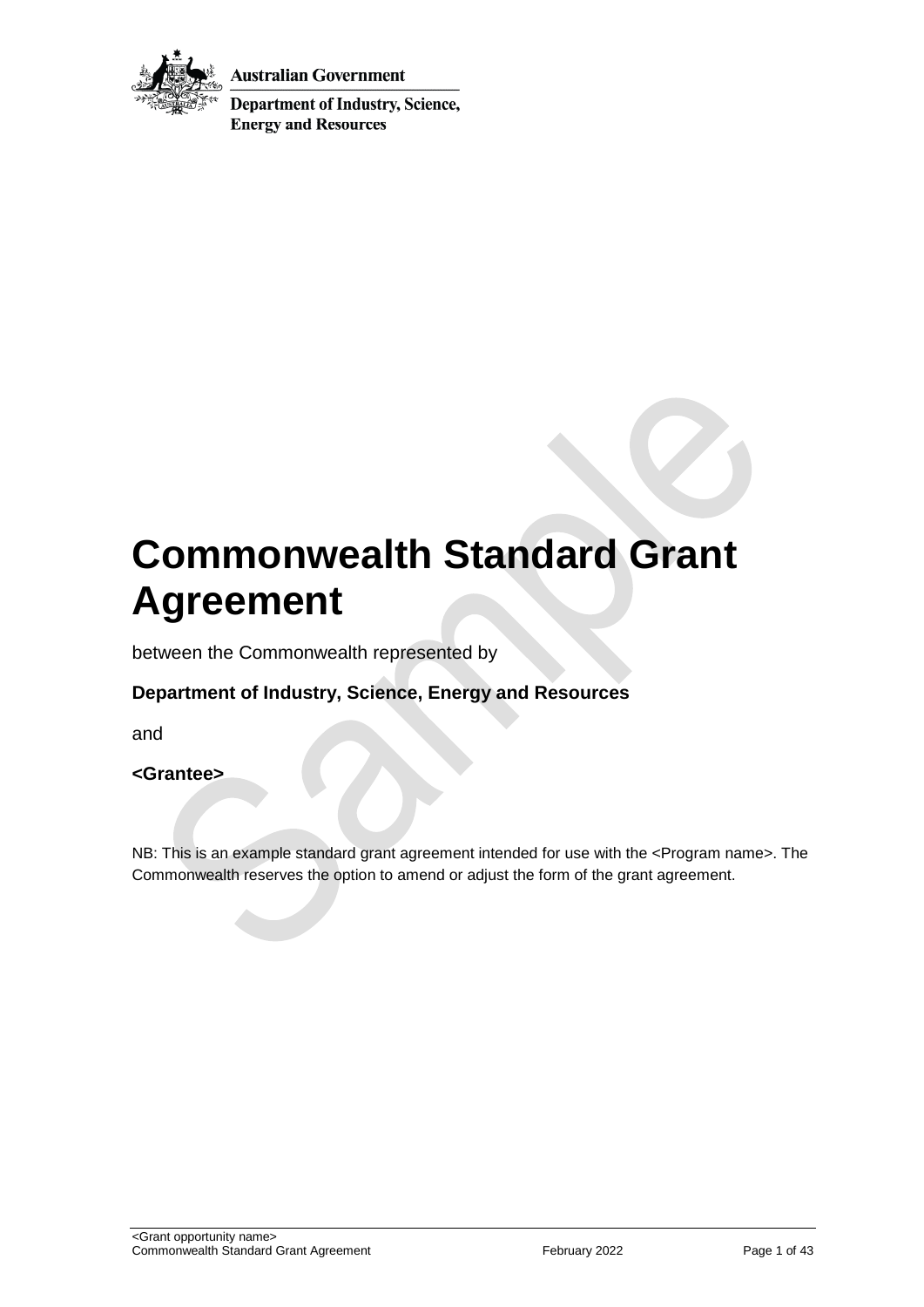Australian Government

Department of Industry, Science, Energy and Resources

# Commonwealth Standard Grant Agreement

between the Commonwealth represented by

**Department of Industry, Science, Energy and Resources**

and

**<Grantee>**

NB: This is an example standard grant agreement intended for use with the <Program name>. The Commonwealth reserves the option to amend or adjust the form of the grant agreement.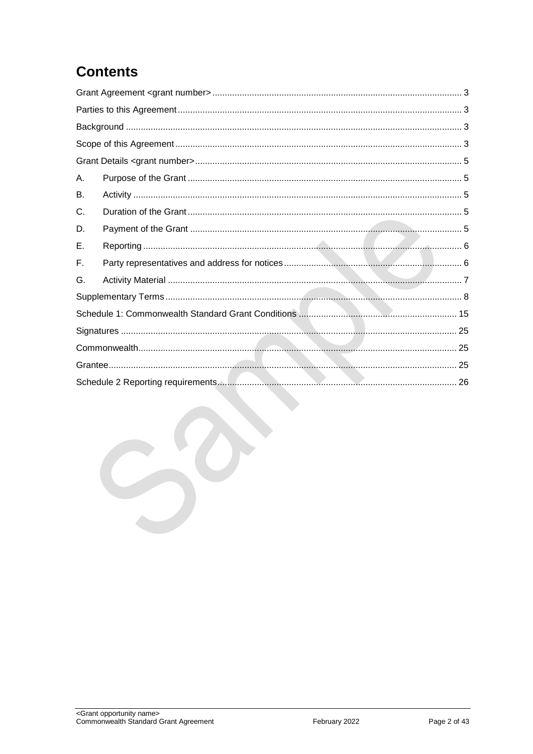# Contents

Grant Agreement <grant number> .... 3

Parties to this Agreement .... 3

Background .... 3

Scope of this Agreement .... 3

Grant Details <grant number> .... 5

A. Purpose of the Grant .... 5

B. Activity .... 5

C. Duration of the Grant .... 5

D. Payment of the Grant .... 5

E. Reporting .... 6

F. Party representatives and address for notices .... 6

G. Activity Material .... 7

Supplementary Terms .... 8

Schedule 1: Commonwealth Standard Grant Conditions .... 15

Signatures .... 25

Commonwealth .... 25

Grantee .... 25

Schedule 2 Reporting requirements .... 26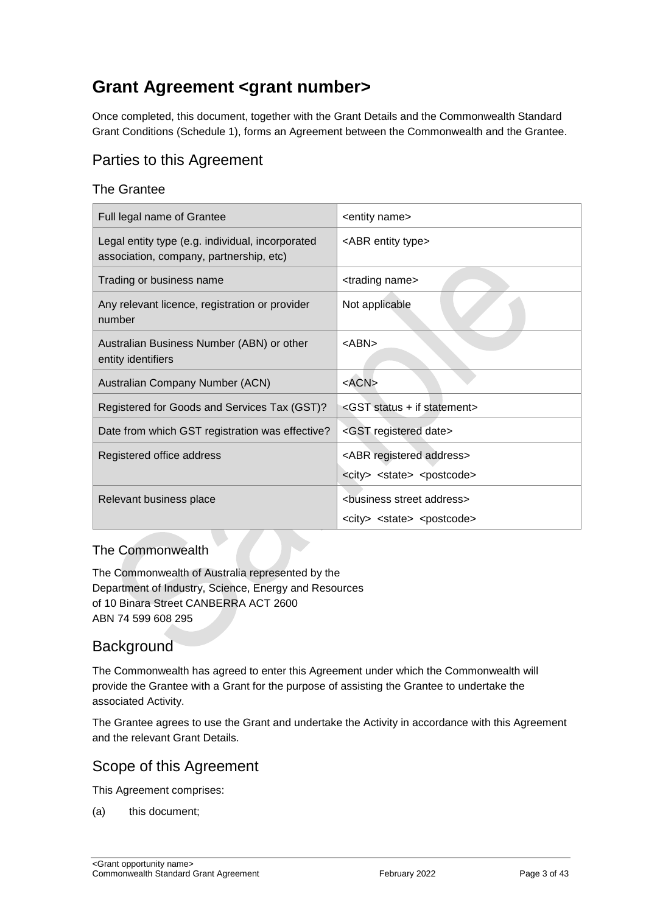# Grant Agreement <grant number>

Once completed, this document, together with the Grant Details and the Commonwealth Standard Grant Conditions (Schedule 1), forms an Agreement between the Commonwealth and the Grantee.

## Parties to this Agreement

### The Grantee

| | |
|---|---|
| Full legal name of Grantee | <entity name> |
| Legal entity type (e.g. individual, incorporated association, company, partnership, etc) | <ABR entity type> |
| Trading or business name | <trading name> |
| Any relevant licence, registration or provider number | Not applicable |
| Australian Business Number (ABN) or other entity identifiers | <ABN> |
| Australian Company Number (ACN) | <ACN> |
| Registered for Goods and Services Tax (GST)? | <GST status + if statement> |
| Date from which GST registration was effective? | <GST registered date> |
| Registered office address | <ABR registered address><br><city> <state> <postcode> |
| Relevant business place | <business street address><br><city> <state> <postcode> |

### The Commonwealth

The Commonwealth of Australia represented by the
Department of Industry, Science, Energy and Resources
of 10 Binara Street CANBERRA ACT 2600
ABN 74 599 608 295

## Background

The Commonwealth has agreed to enter this Agreement under which the Commonwealth will provide the Grantee with a Grant for the purpose of assisting the Grantee to undertake the associated Activity.

The Grantee agrees to use the Grant and undertake the Activity in accordance with this Agreement and the relevant Grant Details.

## Scope of this Agreement

This Agreement comprises:

(a) this document;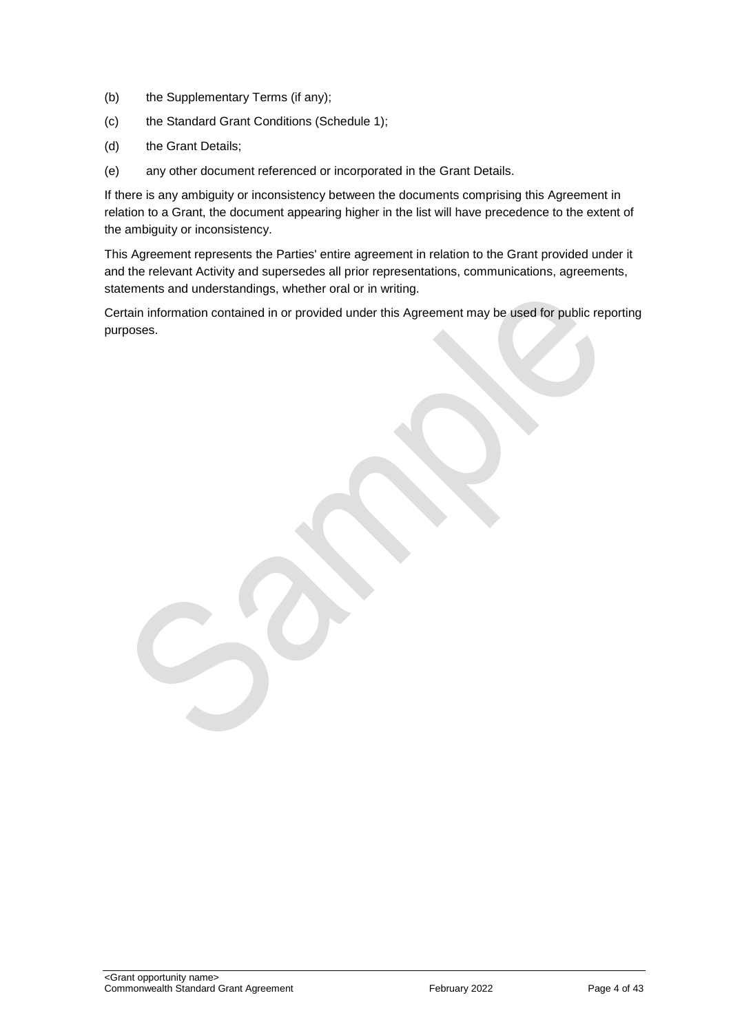(b) the Supplementary Terms (if any);

(c) the Standard Grant Conditions (Schedule 1);

(d) the Grant Details;

(e) any other document referenced or incorporated in the Grant Details.

If there is any ambiguity or inconsistency between the documents comprising this Agreement in relation to a Grant, the document appearing higher in the list will have precedence to the extent of the ambiguity or inconsistency.

This Agreement represents the Parties' entire agreement in relation to the Grant provided under it and the relevant Activity and supersedes all prior representations, communications, agreements, statements and understandings, whether oral or in writing.

Certain information contained in or provided under this Agreement may be used for public reporting purposes.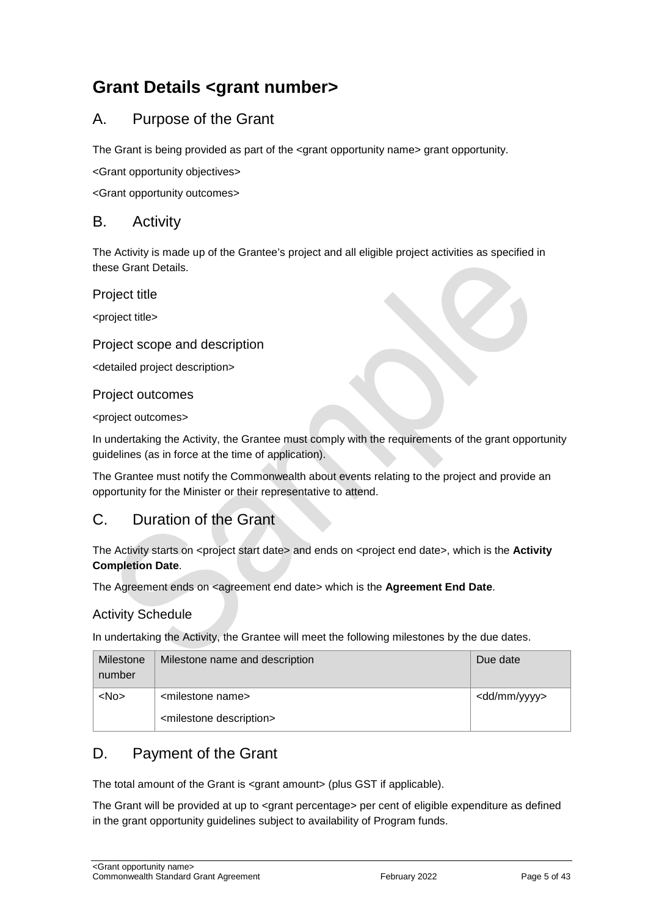# Grant Details <grant number>

## A. Purpose of the Grant

The Grant is being provided as part of the <grant opportunity name> grant opportunity.

<Grant opportunity objectives>

<Grant opportunity outcomes>

## B. Activity

The Activity is made up of the Grantee's project and all eligible project activities as specified in these Grant Details.

### Project title

<project title>

### Project scope and description

<detailed project description>

### Project outcomes

<project outcomes>

In undertaking the Activity, the Grantee must comply with the requirements of the grant opportunity guidelines (as in force at the time of application).

The Grantee must notify the Commonwealth about events relating to the project and provide an opportunity for the Minister or their representative to attend.

## C. Duration of the Grant

The Activity starts on <project start date> and ends on <project end date>, which is the **Activity Completion Date**.

The Agreement ends on <agreement end date> which is the **Agreement End Date**.

### Activity Schedule

In undertaking the Activity, the Grantee will meet the following milestones by the due dates.

| Milestone number | Milestone name and description | Due date |
|---|---|---|
| <No> | <milestone name><br><milestone description> | <dd/mm/yyyy> |

## D. Payment of the Grant

The total amount of the Grant is <grant amount> (plus GST if applicable).

The Grant will be provided at up to <grant percentage> per cent of eligible expenditure as defined in the grant opportunity guidelines subject to availability of Program funds.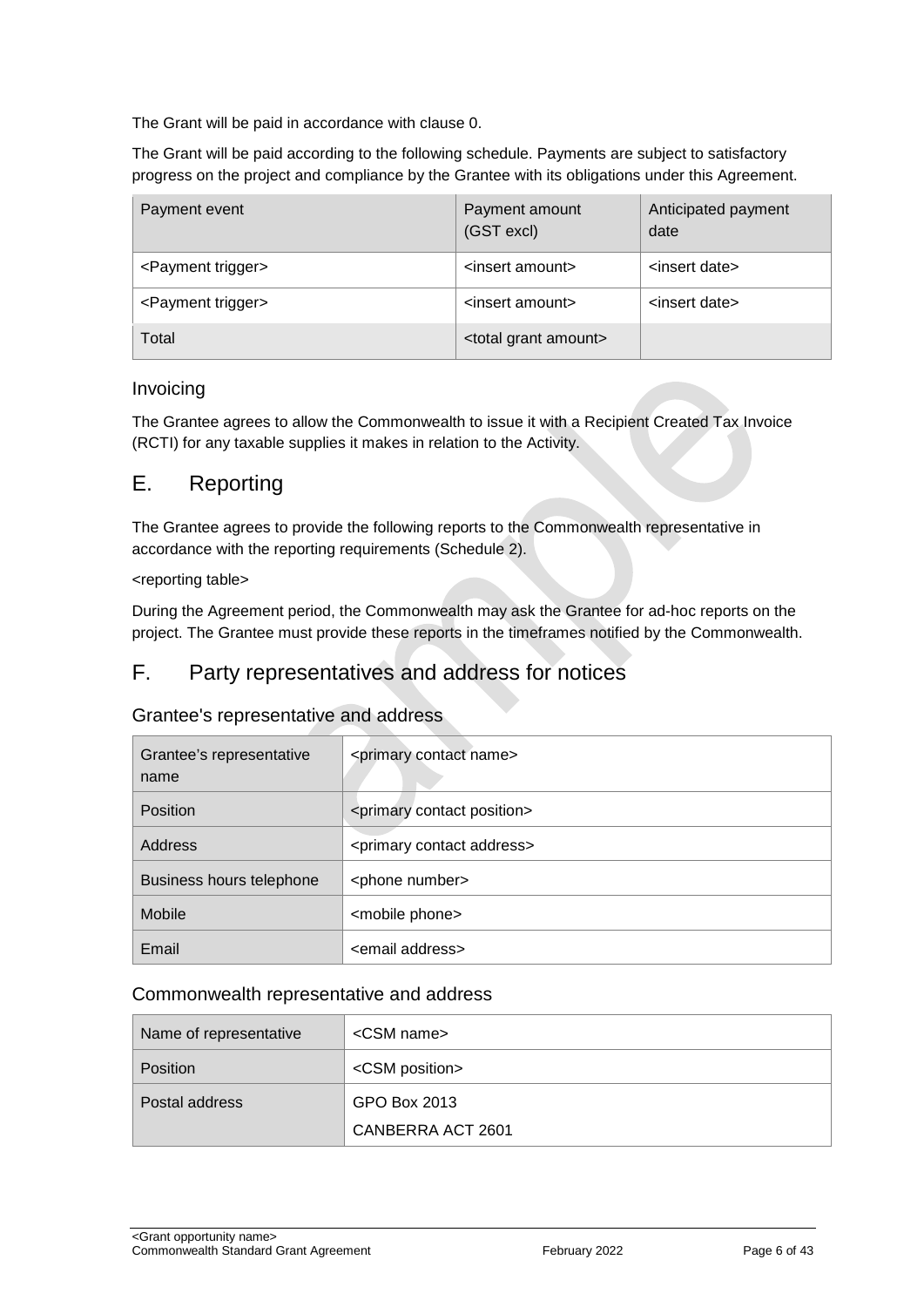The Grant will be paid in accordance with clause 0.

The Grant will be paid according to the following schedule. Payments are subject to satisfactory progress on the project and compliance by the Grantee with its obligations under this Agreement.

| Payment event | Payment amount (GST excl) | Anticipated payment date |
| --- | --- | --- |
| <Payment trigger> | <insert amount> | <insert date> |
| <Payment trigger> | <insert amount> | <insert date> |
| Total | <total grant amount> | |

### Invoicing

The Grantee agrees to allow the Commonwealth to issue it with a Recipient Created Tax Invoice (RCTI) for any taxable supplies it makes in relation to the Activity.

## E. Reporting

The Grantee agrees to provide the following reports to the Commonwealth representative in accordance with the reporting requirements (Schedule 2).

<reporting table>

During the Agreement period, the Commonwealth may ask the Grantee for ad-hoc reports on the project. The Grantee must provide these reports in the timeframes notified by the Commonwealth.

## F. Party representatives and address for notices

### Grantee's representative and address

| Grantee's representative name | <primary contact name> |
| --- | --- |
| Position | <primary contact position> |
| Address | <primary contact address> |
| Business hours telephone | <phone number> |
| Mobile | <mobile phone> |
| Email | <email address> |

### Commonwealth representative and address

| Name of representative | <CSM name> |
| --- | --- |
| Position | <CSM position> |
| Postal address | GPO Box 2013<br>CANBERRA ACT 2601 |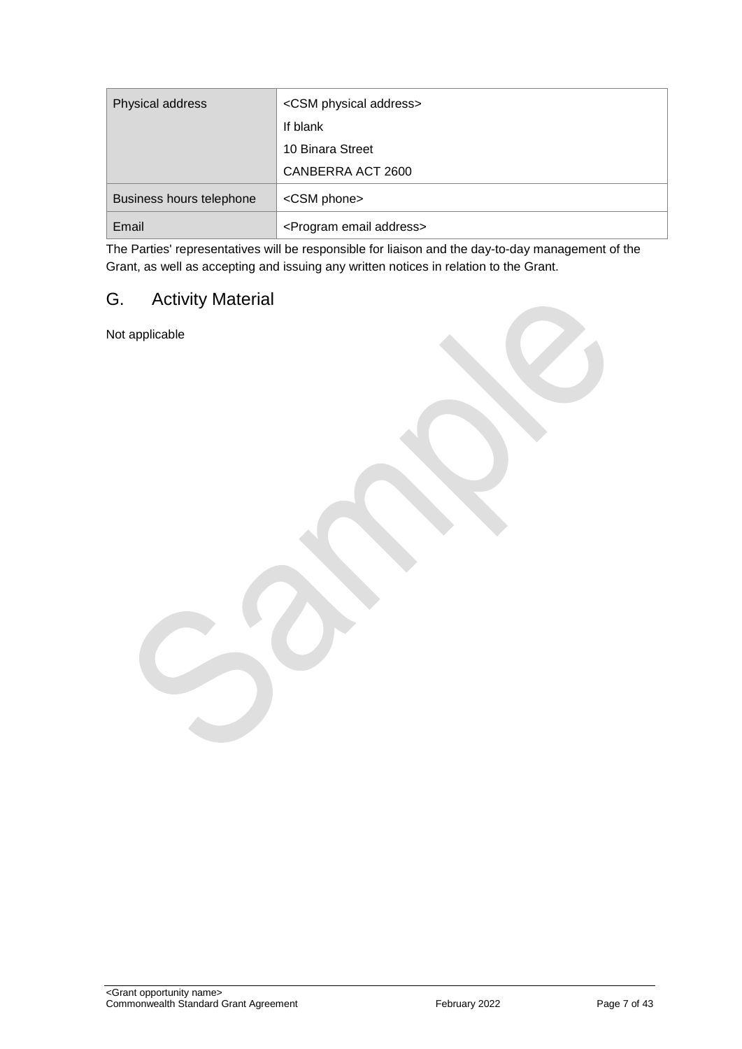| | |
|---|---|
| Physical address | <CSM physical address><br>If blank<br>10 Binara Street<br>CANBERRA ACT 2600 |
| Business hours telephone | <CSM phone> |
| Email | <Program email address> |

The Parties' representatives will be responsible for liaison and the day-to-day management of the Grant, as well as accepting and issuing any written notices in relation to the Grant.

## G. Activity Material

Not applicable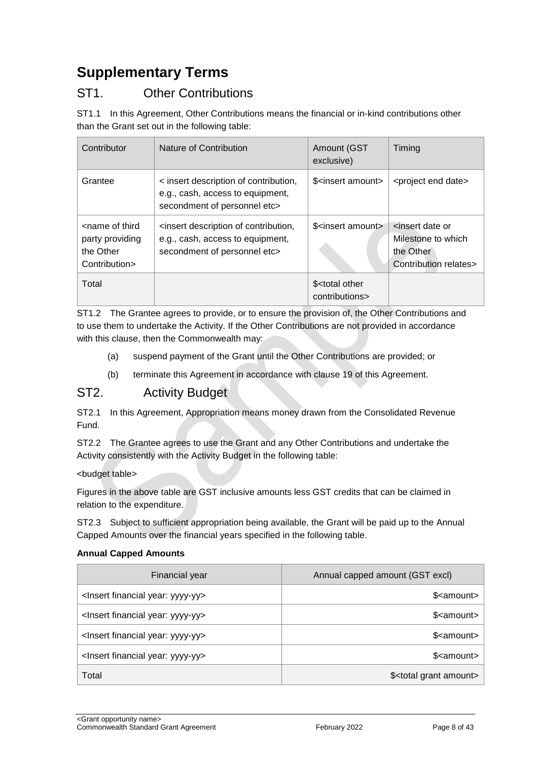# Supplementary Terms

## ST1. Other Contributions

ST1.1 In this Agreement, Other Contributions means the financial or in-kind contributions other than the Grant set out in the following table:

| Contributor | Nature of Contribution | Amount (GST exclusive) | Timing |
| --- | --- | --- | --- |
| Grantee | < insert description of contribution, e.g., cash, access to equipment, secondment of personnel etc> | $<insert amount> | <project end date> |
| <name of third party providing the Other Contribution> | <insert description of contribution, e.g., cash, access to equipment, secondment of personnel etc> | $<insert amount> | <insert date or Milestone to which the Other Contribution relates> |
| Total | | $<total other contributions> | |

ST1.2 The Grantee agrees to provide, or to ensure the provision of, the Other Contributions and to use them to undertake the Activity. If the Other Contributions are not provided in accordance with this clause, then the Commonwealth may:

(a) suspend payment of the Grant until the Other Contributions are provided; or

(b) terminate this Agreement in accordance with clause 19 of this Agreement.

## ST2. Activity Budget

ST2.1 In this Agreement, Appropriation means money drawn from the Consolidated Revenue Fund.

ST2.2 The Grantee agrees to use the Grant and any Other Contributions and undertake the Activity consistently with the Activity Budget in the following table:

<budget table>

Figures in the above table are GST inclusive amounts less GST credits that can be claimed in relation to the expenditure.

ST2.3 Subject to sufficient appropriation being available, the Grant will be paid up to the Annual Capped Amounts over the financial years specified in the following table.

**Annual Capped Amounts**

| Financial year | Annual capped amount (GST excl) |
| --- | --- |
| <Insert financial year: yyyy-yy> | $<amount> |
| <Insert financial year: yyyy-yy> | $<amount> |
| <Insert financial year: yyyy-yy> | $<amount> |
| <Insert financial year: yyyy-yy> | $<amount> |
| Total | $<total grant amount> |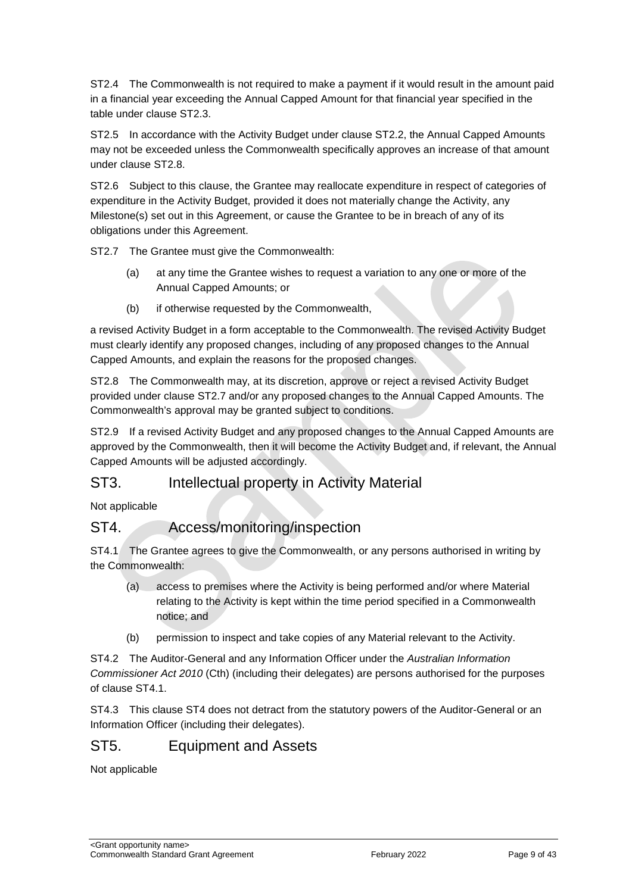ST2.4 The Commonwealth is not required to make a payment if it would result in the amount paid in a financial year exceeding the Annual Capped Amount for that financial year specified in the table under clause ST2.3.

ST2.5 In accordance with the Activity Budget under clause ST2.2, the Annual Capped Amounts may not be exceeded unless the Commonwealth specifically approves an increase of that amount under clause ST2.8.

ST2.6 Subject to this clause, the Grantee may reallocate expenditure in respect of categories of expenditure in the Activity Budget, provided it does not materially change the Activity, any Milestone(s) set out in this Agreement, or cause the Grantee to be in breach of any of its obligations under this Agreement.

ST2.7 The Grantee must give the Commonwealth:

(a) at any time the Grantee wishes to request a variation to any one or more of the Annual Capped Amounts; or

(b) if otherwise requested by the Commonwealth,

a revised Activity Budget in a form acceptable to the Commonwealth. The revised Activity Budget must clearly identify any proposed changes, including of any proposed changes to the Annual Capped Amounts, and explain the reasons for the proposed changes.

ST2.8 The Commonwealth may, at its discretion, approve or reject a revised Activity Budget provided under clause ST2.7 and/or any proposed changes to the Annual Capped Amounts. The Commonwealth's approval may be granted subject to conditions.

ST2.9 If a revised Activity Budget and any proposed changes to the Annual Capped Amounts are approved by the Commonwealth, then it will become the Activity Budget and, if relevant, the Annual Capped Amounts will be adjusted accordingly.

## ST3. Intellectual property in Activity Material

Not applicable

## ST4. Access/monitoring/inspection

ST4.1 The Grantee agrees to give the Commonwealth, or any persons authorised in writing by the Commonwealth:

(a) access to premises where the Activity is being performed and/or where Material relating to the Activity is kept within the time period specified in a Commonwealth notice; and

(b) permission to inspect and take copies of any Material relevant to the Activity.

ST4.2 The Auditor-General and any Information Officer under the *Australian Information Commissioner Act 2010* (Cth) (including their delegates) are persons authorised for the purposes of clause ST4.1.

ST4.3 This clause ST4 does not detract from the statutory powers of the Auditor-General or an Information Officer (including their delegates).

## ST5. Equipment and Assets

Not applicable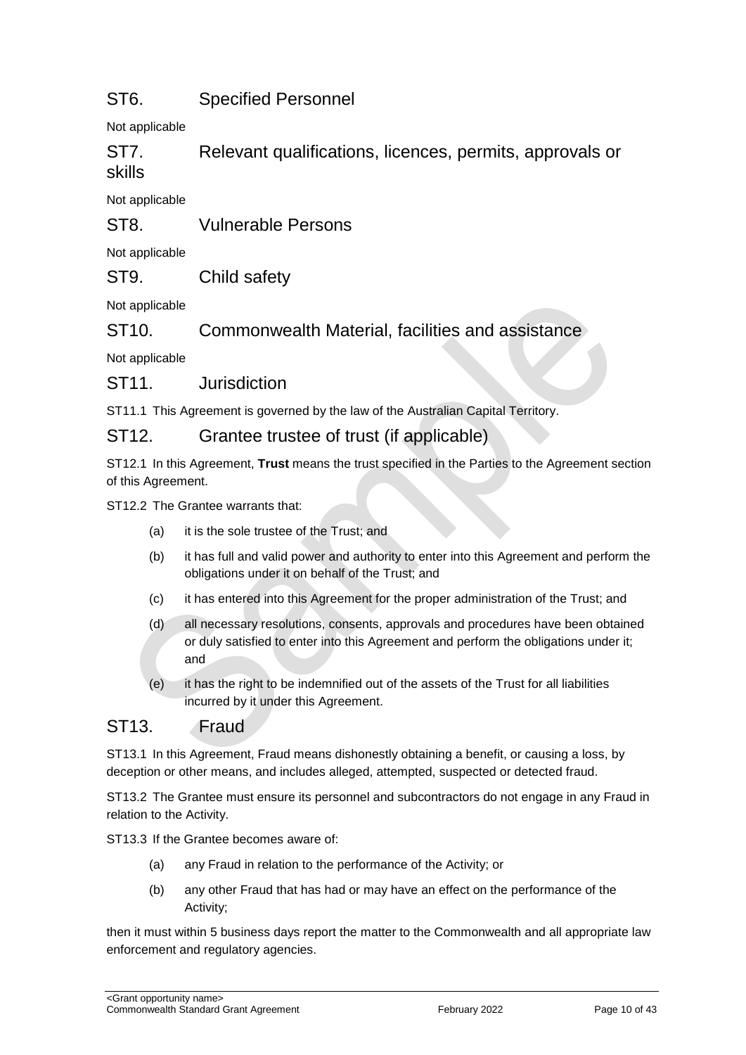## ST6. Specified Personnel

Not applicable

## ST7. Relevant qualifications, licences, permits, approvals or skills

Not applicable

## ST8. Vulnerable Persons

Not applicable

## ST9. Child safety

Not applicable

## ST10. Commonwealth Material, facilities and assistance

Not applicable

## ST11. Jurisdiction

ST11.1 This Agreement is governed by the law of the Australian Capital Territory.

## ST12. Grantee trustee of trust (if applicable)

ST12.1 In this Agreement, **Trust** means the trust specified in the Parties to the Agreement section of this Agreement.

ST12.2 The Grantee warrants that:

- (a) it is the sole trustee of the Trust; and
- (b) it has full and valid power and authority to enter into this Agreement and perform the obligations under it on behalf of the Trust; and
- (c) it has entered into this Agreement for the proper administration of the Trust; and
- (d) all necessary resolutions, consents, approvals and procedures have been obtained or duly satisfied to enter into this Agreement and perform the obligations under it; and
- (e) it has the right to be indemnified out of the assets of the Trust for all liabilities incurred by it under this Agreement.

## ST13. Fraud

ST13.1 In this Agreement, Fraud means dishonestly obtaining a benefit, or causing a loss, by deception or other means, and includes alleged, attempted, suspected or detected fraud.

ST13.2 The Grantee must ensure its personnel and subcontractors do not engage in any Fraud in relation to the Activity.

ST13.3 If the Grantee becomes aware of:

- (a) any Fraud in relation to the performance of the Activity; or
- (b) any other Fraud that has had or may have an effect on the performance of the Activity;

then it must within 5 business days report the matter to the Commonwealth and all appropriate law enforcement and regulatory agencies.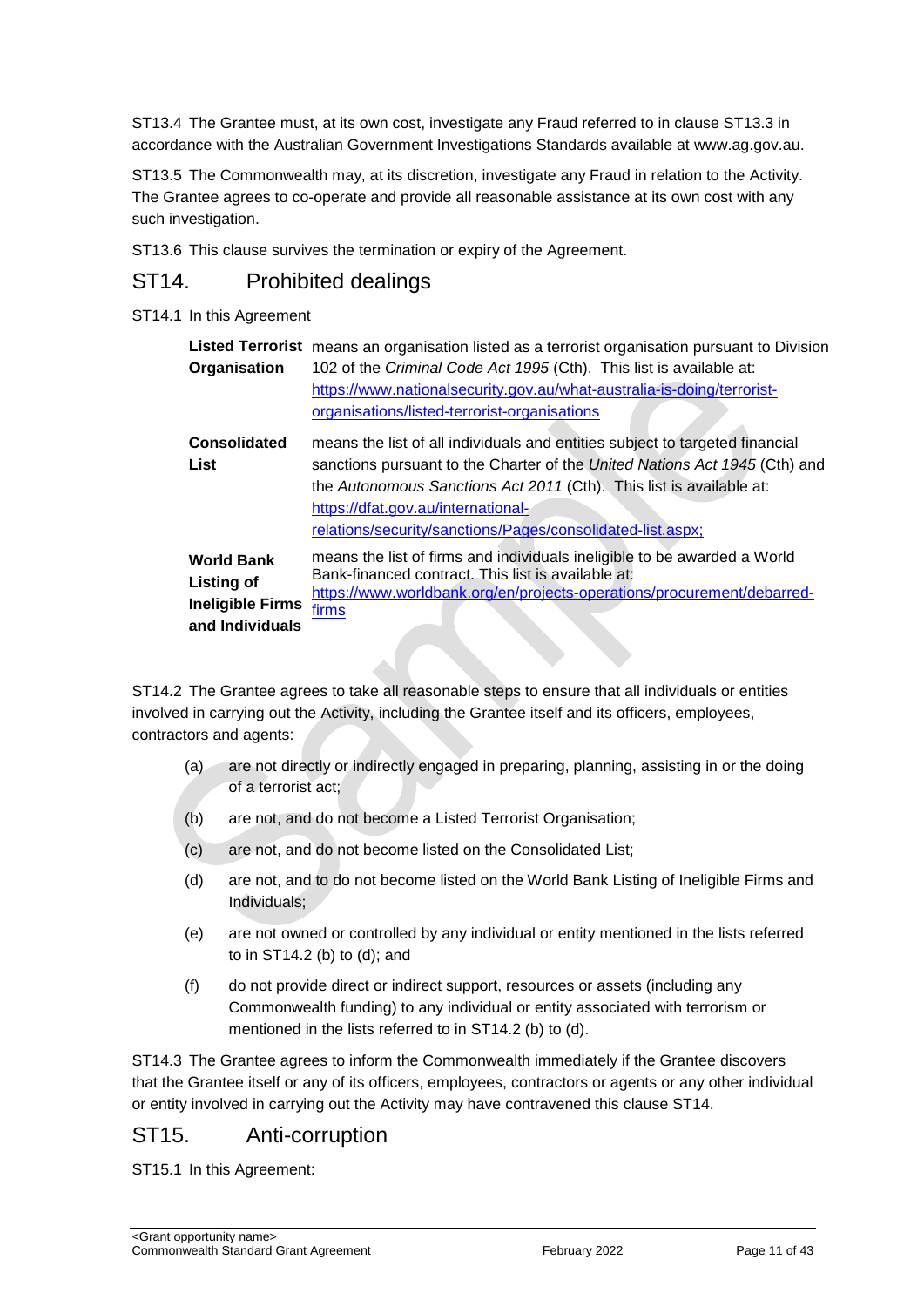ST13.4 The Grantee must, at its own cost, investigate any Fraud referred to in clause ST13.3 in accordance with the Australian Government Investigations Standards available at www.ag.gov.au.

ST13.5 The Commonwealth may, at its discretion, investigate any Fraud in relation to the Activity. The Grantee agrees to co-operate and provide all reasonable assistance at its own cost with any such investigation.

ST13.6 This clause survives the termination or expiry of the Agreement.

## ST14. Prohibited dealings

ST14.1 In this Agreement

| | |
|---|---|
| **Listed Terrorist Organisation** | means an organisation listed as a terrorist organisation pursuant to Division 102 of the *Criminal Code Act 1995* (Cth). This list is available at: https://www.nationalsecurity.gov.au/what-australia-is-doing/terrorist-organisations/listed-terrorist-organisations |
| **Consolidated List** | means the list of all individuals and entities subject to targeted financial sanctions pursuant to the Charter of the *United Nations Act 1945* (Cth) and the *Autonomous Sanctions Act 2011* (Cth). This list is available at: https://dfat.gov.au/international-relations/security/sanctions/Pages/consolidated-list.aspx; |
| **World Bank Listing of Ineligible Firms and Individuals** | means the list of firms and individuals ineligible to be awarded a World Bank-financed contract. This list is available at: https://www.worldbank.org/en/projects-operations/procurement/debarred-firms |

ST14.2 The Grantee agrees to take all reasonable steps to ensure that all individuals or entities involved in carrying out the Activity, including the Grantee itself and its officers, employees, contractors and agents:

(a) are not directly or indirectly engaged in preparing, planning, assisting in or the doing of a terrorist act;

(b) are not, and do not become a Listed Terrorist Organisation;

(c) are not, and do not become listed on the Consolidated List;

(d) are not, and to do not become listed on the World Bank Listing of Ineligible Firms and Individuals;

(e) are not owned or controlled by any individual or entity mentioned in the lists referred to in ST14.2 (b) to (d); and

(f) do not provide direct or indirect support, resources or assets (including any Commonwealth funding) to any individual or entity associated with terrorism or mentioned in the lists referred to in ST14.2 (b) to (d).

ST14.3 The Grantee agrees to inform the Commonwealth immediately if the Grantee discovers that the Grantee itself or any of its officers, employees, contractors or agents or any other individual or entity involved in carrying out the Activity may have contravened this clause ST14.

## ST15. Anti-corruption

ST15.1 In this Agreement: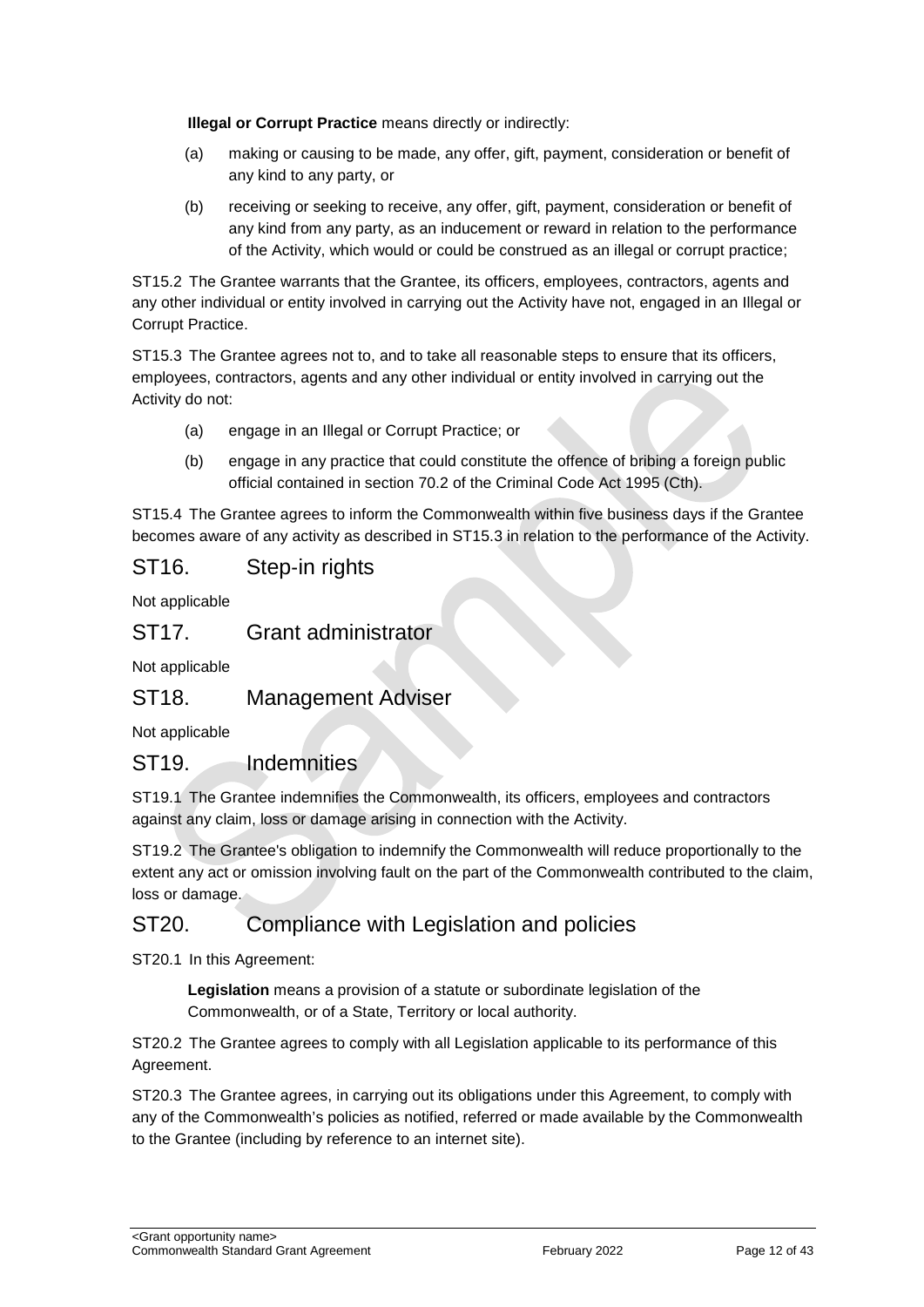**Illegal or Corrupt Practice** means directly or indirectly:

(a) making or causing to be made, any offer, gift, payment, consideration or benefit of any kind to any party, or

(b) receiving or seeking to receive, any offer, gift, payment, consideration or benefit of any kind from any party, as an inducement or reward in relation to the performance of the Activity, which would or could be construed as an illegal or corrupt practice;

ST15.2 The Grantee warrants that the Grantee, its officers, employees, contractors, agents and any other individual or entity involved in carrying out the Activity have not, engaged in an Illegal or Corrupt Practice.

ST15.3 The Grantee agrees not to, and to take all reasonable steps to ensure that its officers, employees, contractors, agents and any other individual or entity involved in carrying out the Activity do not:

(a) engage in an Illegal or Corrupt Practice; or

(b) engage in any practice that could constitute the offence of bribing a foreign public official contained in section 70.2 of the Criminal Code Act 1995 (Cth).

ST15.4 The Grantee agrees to inform the Commonwealth within five business days if the Grantee becomes aware of any activity as described in ST15.3 in relation to the performance of the Activity.

## ST16. Step-in rights

Not applicable

## ST17. Grant administrator

Not applicable

## ST18. Management Adviser

Not applicable

## ST19. Indemnities

ST19.1 The Grantee indemnifies the Commonwealth, its officers, employees and contractors against any claim, loss or damage arising in connection with the Activity.

ST19.2 The Grantee's obligation to indemnify the Commonwealth will reduce proportionally to the extent any act or omission involving fault on the part of the Commonwealth contributed to the claim, loss or damage.

## ST20. Compliance with Legislation and policies

ST20.1 In this Agreement:

**Legislation** means a provision of a statute or subordinate legislation of the Commonwealth, or of a State, Territory or local authority.

ST20.2 The Grantee agrees to comply with all Legislation applicable to its performance of this Agreement.

ST20.3 The Grantee agrees, in carrying out its obligations under this Agreement, to comply with any of the Commonwealth's policies as notified, referred or made available by the Commonwealth to the Grantee (including by reference to an internet site).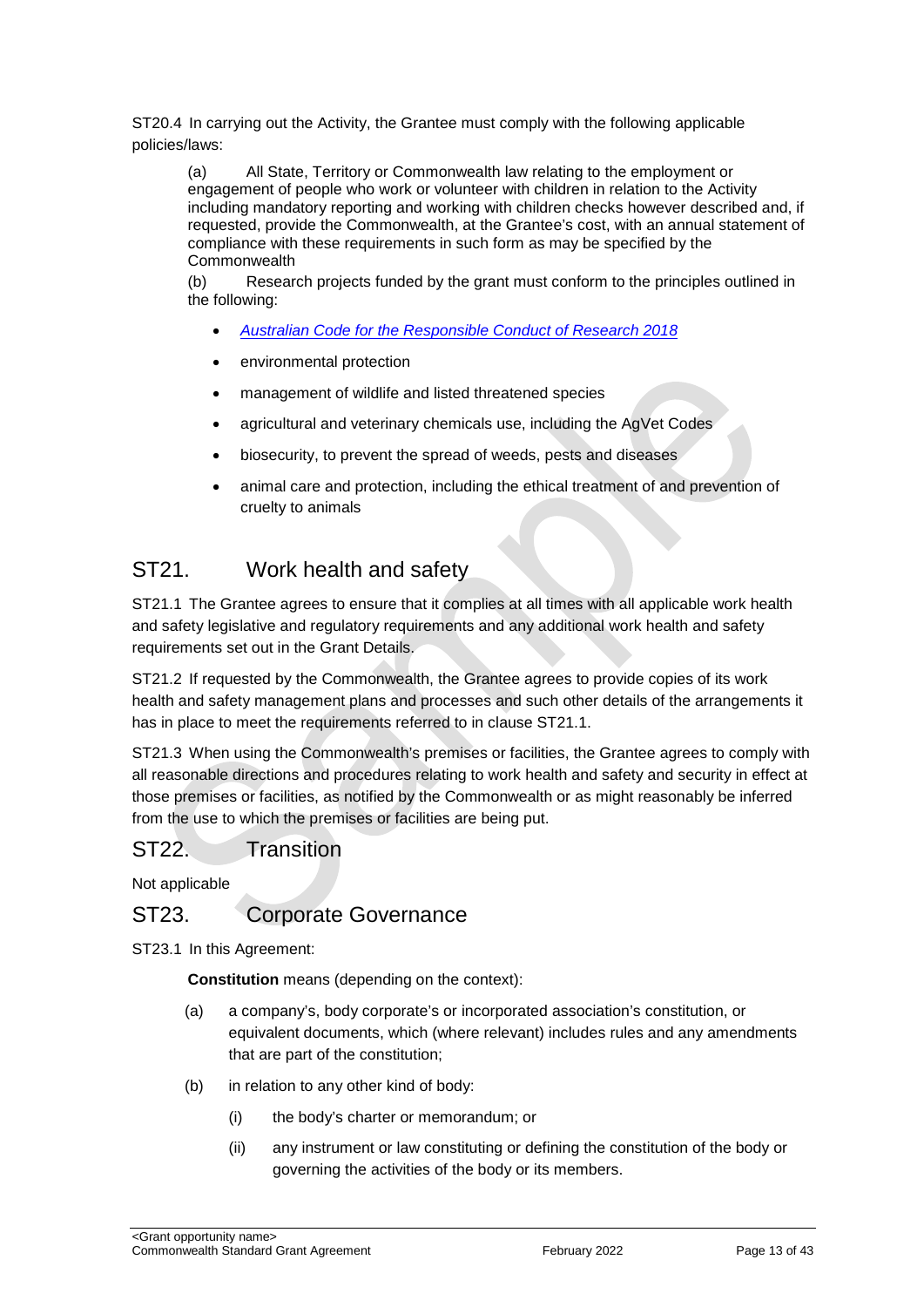ST20.4 In carrying out the Activity, the Grantee must comply with the following applicable policies/laws:

(a) All State, Territory or Commonwealth law relating to the employment or engagement of people who work or volunteer with children in relation to the Activity including mandatory reporting and working with children checks however described and, if requested, provide the Commonwealth, at the Grantee's cost, with an annual statement of compliance with these requirements in such form as may be specified by the Commonwealth

(b) Research projects funded by the grant must conform to the principles outlined in the following:

- *Australian Code for the Responsible Conduct of Research 2018*
- environmental protection
- management of wildlife and listed threatened species
- agricultural and veterinary chemicals use, including the AgVet Codes
- biosecurity, to prevent the spread of weeds, pests and diseases
- animal care and protection, including the ethical treatment of and prevention of cruelty to animals

## ST21. Work health and safety

ST21.1 The Grantee agrees to ensure that it complies at all times with all applicable work health and safety legislative and regulatory requirements and any additional work health and safety requirements set out in the Grant Details.

ST21.2 If requested by the Commonwealth, the Grantee agrees to provide copies of its work health and safety management plans and processes and such other details of the arrangements it has in place to meet the requirements referred to in clause ST21.1.

ST21.3 When using the Commonwealth's premises or facilities, the Grantee agrees to comply with all reasonable directions and procedures relating to work health and safety and security in effect at those premises or facilities, as notified by the Commonwealth or as might reasonably be inferred from the use to which the premises or facilities are being put.

## ST22. Transition

Not applicable

## ST23. Corporate Governance

ST23.1 In this Agreement:

**Constitution** means (depending on the context):

(a) a company's, body corporate's or incorporated association's constitution, or equivalent documents, which (where relevant) includes rules and any amendments that are part of the constitution;

(b) in relation to any other kind of body:

(i) the body's charter or memorandum; or

(ii) any instrument or law constituting or defining the constitution of the body or governing the activities of the body or its members.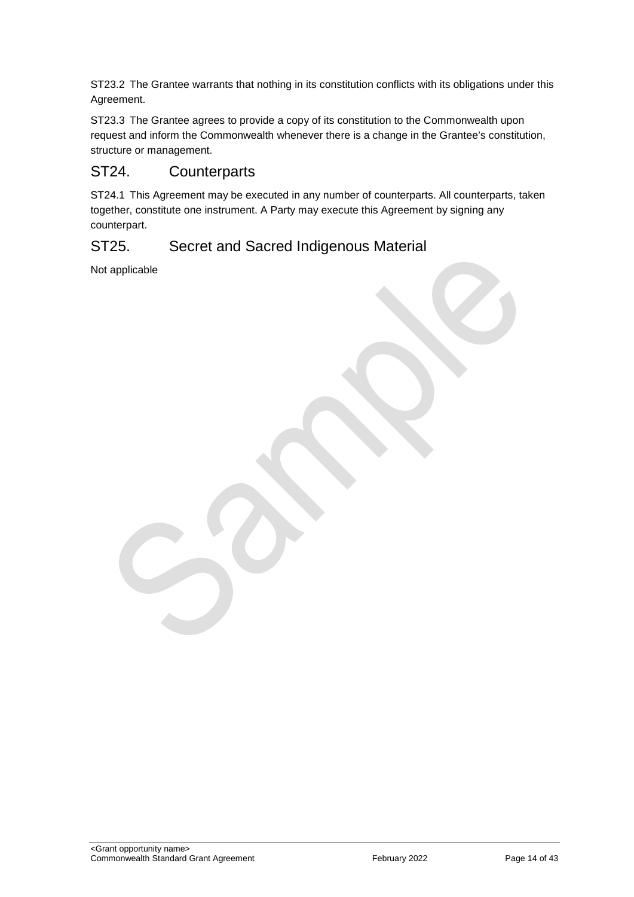ST23.2 The Grantee warrants that nothing in its constitution conflicts with its obligations under this Agreement.

ST23.3 The Grantee agrees to provide a copy of its constitution to the Commonwealth upon request and inform the Commonwealth whenever there is a change in the Grantee's constitution, structure or management.

## ST24. Counterparts

ST24.1 This Agreement may be executed in any number of counterparts. All counterparts, taken together, constitute one instrument. A Party may execute this Agreement by signing any counterpart.

## ST25. Secret and Sacred Indigenous Material

Not applicable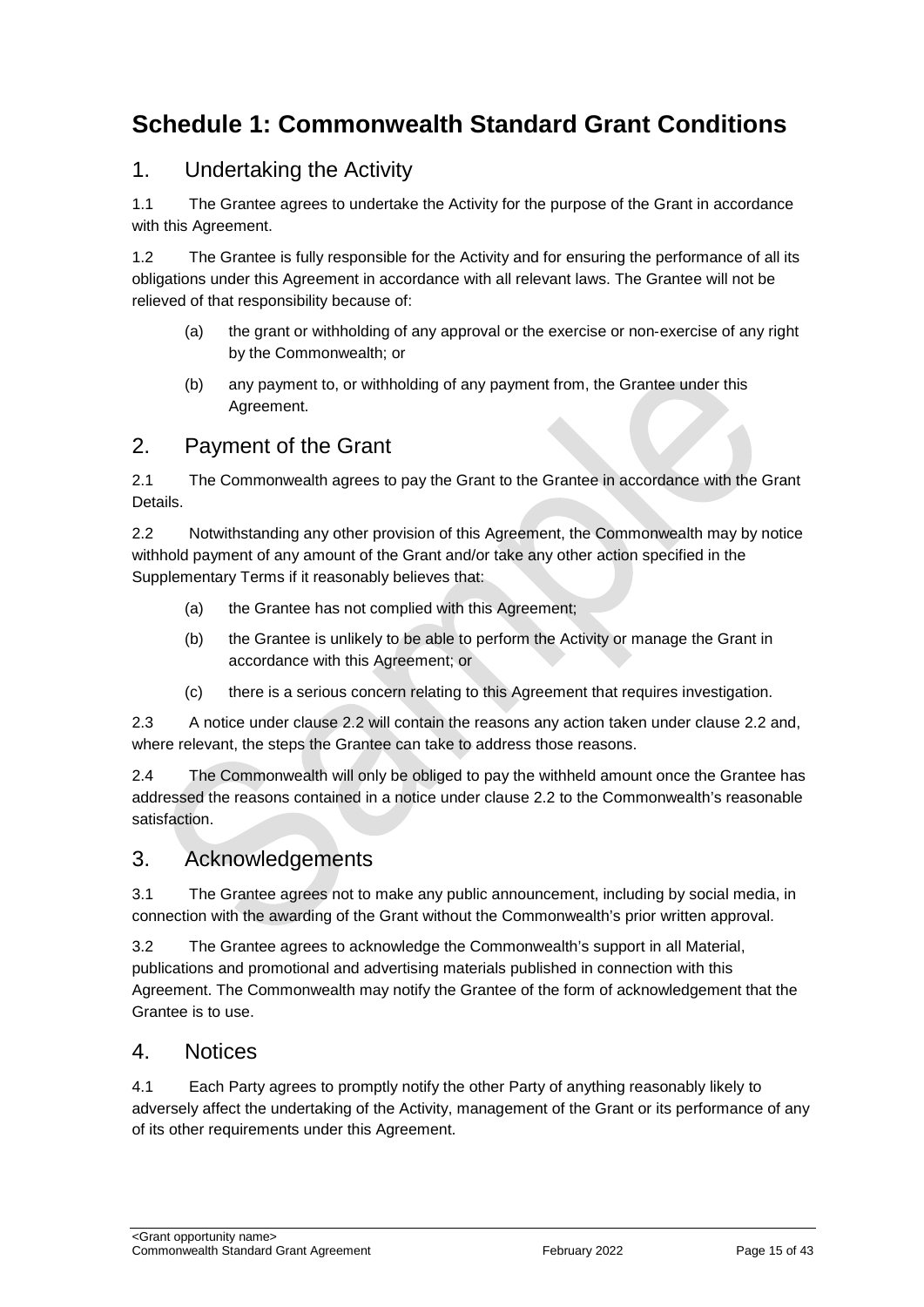# Schedule 1: Commonwealth Standard Grant Conditions

## 1. Undertaking the Activity

1.1 The Grantee agrees to undertake the Activity for the purpose of the Grant in accordance with this Agreement.

1.2 The Grantee is fully responsible for the Activity and for ensuring the performance of all its obligations under this Agreement in accordance with all relevant laws. The Grantee will not be relieved of that responsibility because of:

(a) the grant or withholding of any approval or the exercise or non-exercise of any right by the Commonwealth; or

(b) any payment to, or withholding of any payment from, the Grantee under this Agreement.

## 2. Payment of the Grant

2.1 The Commonwealth agrees to pay the Grant to the Grantee in accordance with the Grant Details.

2.2 Notwithstanding any other provision of this Agreement, the Commonwealth may by notice withhold payment of any amount of the Grant and/or take any other action specified in the Supplementary Terms if it reasonably believes that:

(a) the Grantee has not complied with this Agreement;

(b) the Grantee is unlikely to be able to perform the Activity or manage the Grant in accordance with this Agreement; or

(c) there is a serious concern relating to this Agreement that requires investigation.

2.3 A notice under clause 2.2 will contain the reasons any action taken under clause 2.2 and, where relevant, the steps the Grantee can take to address those reasons.

2.4 The Commonwealth will only be obliged to pay the withheld amount once the Grantee has addressed the reasons contained in a notice under clause 2.2 to the Commonwealth's reasonable satisfaction.

## 3. Acknowledgements

3.1 The Grantee agrees not to make any public announcement, including by social media, in connection with the awarding of the Grant without the Commonwealth's prior written approval.

3.2 The Grantee agrees to acknowledge the Commonwealth's support in all Material, publications and promotional and advertising materials published in connection with this Agreement. The Commonwealth may notify the Grantee of the form of acknowledgement that the Grantee is to use.

## 4. Notices

4.1 Each Party agrees to promptly notify the other Party of anything reasonably likely to adversely affect the undertaking of the Activity, management of the Grant or its performance of any of its other requirements under this Agreement.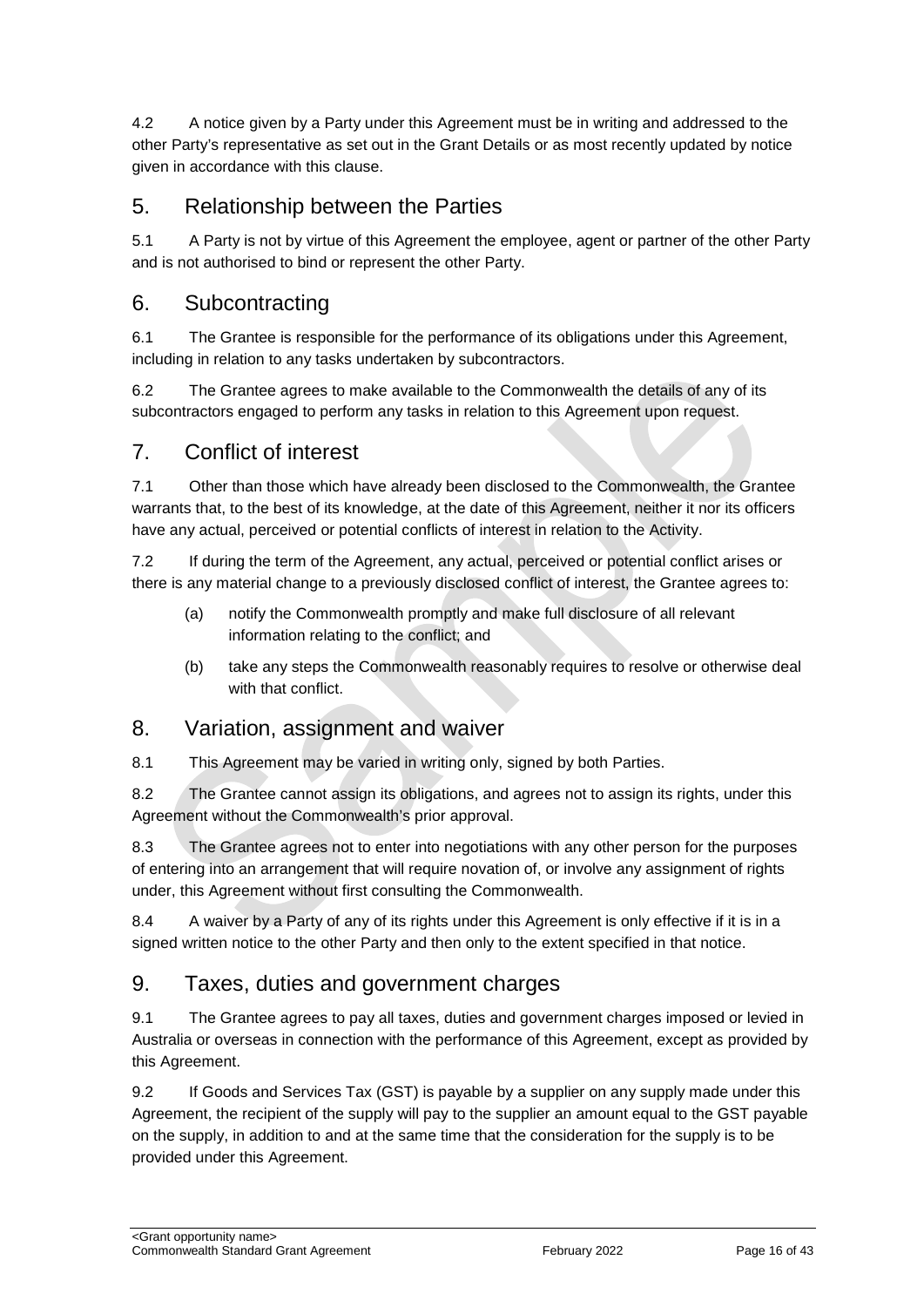4.2 A notice given by a Party under this Agreement must be in writing and addressed to the other Party's representative as set out in the Grant Details or as most recently updated by notice given in accordance with this clause.

## 5. Relationship between the Parties

5.1 A Party is not by virtue of this Agreement the employee, agent or partner of the other Party and is not authorised to bind or represent the other Party.

## 6. Subcontracting

6.1 The Grantee is responsible for the performance of its obligations under this Agreement, including in relation to any tasks undertaken by subcontractors.

6.2 The Grantee agrees to make available to the Commonwealth the details of any of its subcontractors engaged to perform any tasks in relation to this Agreement upon request.

## 7. Conflict of interest

7.1 Other than those which have already been disclosed to the Commonwealth, the Grantee warrants that, to the best of its knowledge, at the date of this Agreement, neither it nor its officers have any actual, perceived or potential conflicts of interest in relation to the Activity.

7.2 If during the term of the Agreement, any actual, perceived or potential conflict arises or there is any material change to a previously disclosed conflict of interest, the Grantee agrees to:

(a) notify the Commonwealth promptly and make full disclosure of all relevant information relating to the conflict; and

(b) take any steps the Commonwealth reasonably requires to resolve or otherwise deal with that conflict.

## 8. Variation, assignment and waiver

8.1 This Agreement may be varied in writing only, signed by both Parties.

8.2 The Grantee cannot assign its obligations, and agrees not to assign its rights, under this Agreement without the Commonwealth's prior approval.

8.3 The Grantee agrees not to enter into negotiations with any other person for the purposes of entering into an arrangement that will require novation of, or involve any assignment of rights under, this Agreement without first consulting the Commonwealth.

8.4 A waiver by a Party of any of its rights under this Agreement is only effective if it is in a signed written notice to the other Party and then only to the extent specified in that notice.

## 9. Taxes, duties and government charges

9.1 The Grantee agrees to pay all taxes, duties and government charges imposed or levied in Australia or overseas in connection with the performance of this Agreement, except as provided by this Agreement.

9.2 If Goods and Services Tax (GST) is payable by a supplier on any supply made under this Agreement, the recipient of the supply will pay to the supplier an amount equal to the GST payable on the supply, in addition to and at the same time that the consideration for the supply is to be provided under this Agreement.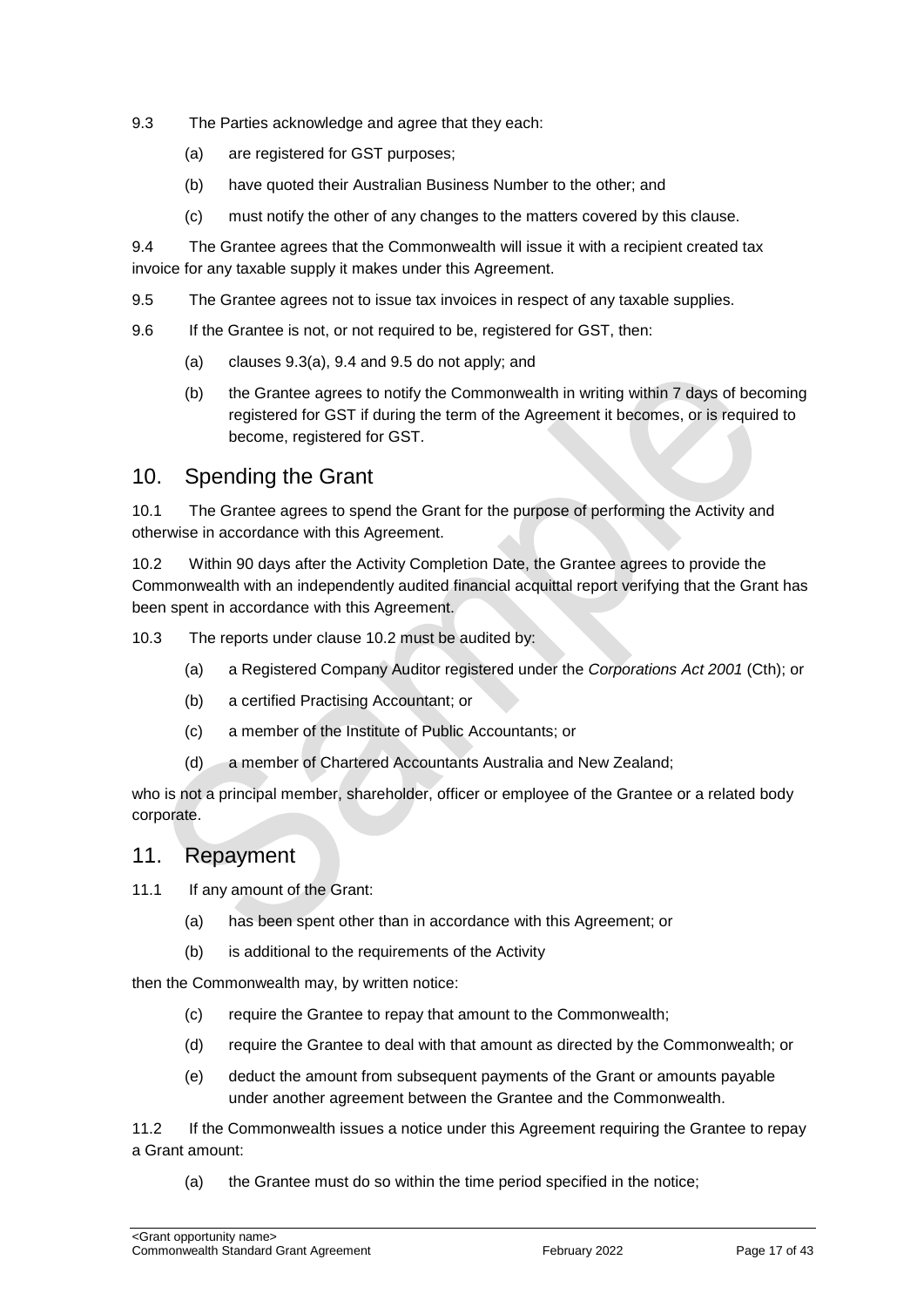9.3 The Parties acknowledge and agree that they each:

(a) are registered for GST purposes;

(b) have quoted their Australian Business Number to the other; and

(c) must notify the other of any changes to the matters covered by this clause.

9.4 The Grantee agrees that the Commonwealth will issue it with a recipient created tax invoice for any taxable supply it makes under this Agreement.

9.5 The Grantee agrees not to issue tax invoices in respect of any taxable supplies.

9.6 If the Grantee is not, or not required to be, registered for GST, then:

(a) clauses 9.3(a), 9.4 and 9.5 do not apply; and

(b) the Grantee agrees to notify the Commonwealth in writing within 7 days of becoming registered for GST if during the term of the Agreement it becomes, or is required to become, registered for GST.

## 10. Spending the Grant

10.1 The Grantee agrees to spend the Grant for the purpose of performing the Activity and otherwise in accordance with this Agreement.

10.2 Within 90 days after the Activity Completion Date, the Grantee agrees to provide the Commonwealth with an independently audited financial acquittal report verifying that the Grant has been spent in accordance with this Agreement.

10.3 The reports under clause 10.2 must be audited by:

(a) a Registered Company Auditor registered under the *Corporations Act 2001* (Cth); or

(b) a certified Practising Accountant; or

(c) a member of the Institute of Public Accountants; or

(d) a member of Chartered Accountants Australia and New Zealand;

who is not a principal member, shareholder, officer or employee of the Grantee or a related body corporate.

## 11. Repayment

11.1 If any amount of the Grant:

(a) has been spent other than in accordance with this Agreement; or

(b) is additional to the requirements of the Activity

then the Commonwealth may, by written notice:

(c) require the Grantee to repay that amount to the Commonwealth;

(d) require the Grantee to deal with that amount as directed by the Commonwealth; or

(e) deduct the amount from subsequent payments of the Grant or amounts payable under another agreement between the Grantee and the Commonwealth.

11.2 If the Commonwealth issues a notice under this Agreement requiring the Grantee to repay a Grant amount:

(a) the Grantee must do so within the time period specified in the notice;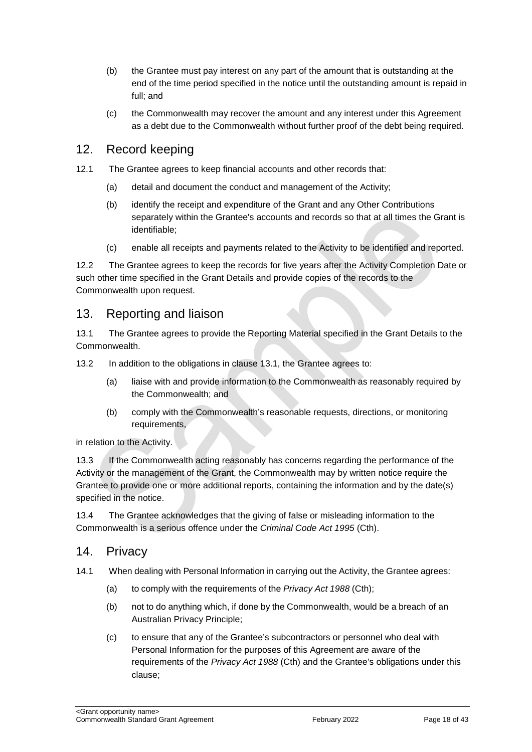(b) the Grantee must pay interest on any part of the amount that is outstanding at the end of the time period specified in the notice until the outstanding amount is repaid in full; and

(c) the Commonwealth may recover the amount and any interest under this Agreement as a debt due to the Commonwealth without further proof of the debt being required.

## 12. Record keeping

12.1 The Grantee agrees to keep financial accounts and other records that:

(a) detail and document the conduct and management of the Activity;

(b) identify the receipt and expenditure of the Grant and any Other Contributions separately within the Grantee's accounts and records so that at all times the Grant is identifiable;

(c) enable all receipts and payments related to the Activity to be identified and reported.

12.2 The Grantee agrees to keep the records for five years after the Activity Completion Date or such other time specified in the Grant Details and provide copies of the records to the Commonwealth upon request.

## 13. Reporting and liaison

13.1 The Grantee agrees to provide the Reporting Material specified in the Grant Details to the Commonwealth.

13.2 In addition to the obligations in clause 13.1, the Grantee agrees to:

(a) liaise with and provide information to the Commonwealth as reasonably required by the Commonwealth; and

(b) comply with the Commonwealth's reasonable requests, directions, or monitoring requirements,

in relation to the Activity.

13.3 If the Commonwealth acting reasonably has concerns regarding the performance of the Activity or the management of the Grant, the Commonwealth may by written notice require the Grantee to provide one or more additional reports, containing the information and by the date(s) specified in the notice.

13.4 The Grantee acknowledges that the giving of false or misleading information to the Commonwealth is a serious offence under the *Criminal Code Act 1995* (Cth).

## 14. Privacy

14.1 When dealing with Personal Information in carrying out the Activity, the Grantee agrees:

(a) to comply with the requirements of the *Privacy Act 1988* (Cth);

(b) not to do anything which, if done by the Commonwealth, would be a breach of an Australian Privacy Principle;

(c) to ensure that any of the Grantee's subcontractors or personnel who deal with Personal Information for the purposes of this Agreement are aware of the requirements of the *Privacy Act 1988* (Cth) and the Grantee's obligations under this clause;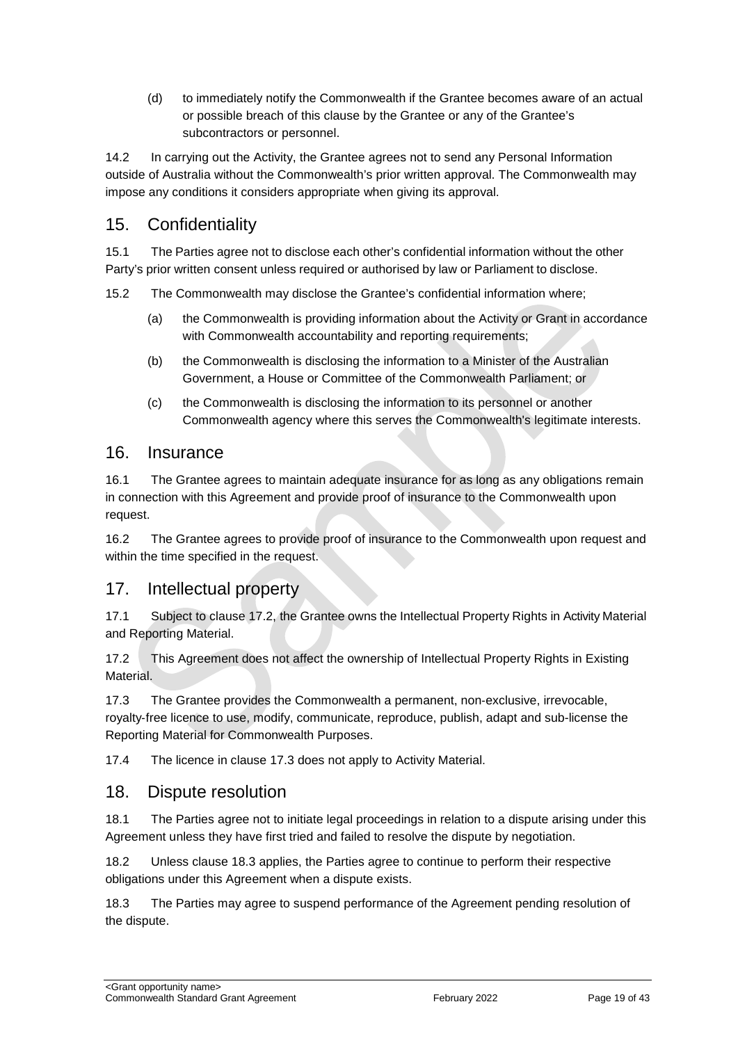(d) to immediately notify the Commonwealth if the Grantee becomes aware of an actual or possible breach of this clause by the Grantee or any of the Grantee's subcontractors or personnel.

14.2 In carrying out the Activity, the Grantee agrees not to send any Personal Information outside of Australia without the Commonwealth's prior written approval. The Commonwealth may impose any conditions it considers appropriate when giving its approval.

## 15. Confidentiality

15.1 The Parties agree not to disclose each other's confidential information without the other Party's prior written consent unless required or authorised by law or Parliament to disclose.

15.2 The Commonwealth may disclose the Grantee's confidential information where;

(a) the Commonwealth is providing information about the Activity or Grant in accordance with Commonwealth accountability and reporting requirements;

(b) the Commonwealth is disclosing the information to a Minister of the Australian Government, a House or Committee of the Commonwealth Parliament; or

(c) the Commonwealth is disclosing the information to its personnel or another Commonwealth agency where this serves the Commonwealth's legitimate interests.

## 16. Insurance

16.1 The Grantee agrees to maintain adequate insurance for as long as any obligations remain in connection with this Agreement and provide proof of insurance to the Commonwealth upon request.

16.2 The Grantee agrees to provide proof of insurance to the Commonwealth upon request and within the time specified in the request.

## 17. Intellectual property

17.1 Subject to clause 17.2, the Grantee owns the Intellectual Property Rights in Activity Material and Reporting Material.

17.2 This Agreement does not affect the ownership of Intellectual Property Rights in Existing Material.

17.3 The Grantee provides the Commonwealth a permanent, non-exclusive, irrevocable, royalty-free licence to use, modify, communicate, reproduce, publish, adapt and sub-license the Reporting Material for Commonwealth Purposes.

17.4 The licence in clause 17.3 does not apply to Activity Material.

## 18. Dispute resolution

18.1 The Parties agree not to initiate legal proceedings in relation to a dispute arising under this Agreement unless they have first tried and failed to resolve the dispute by negotiation.

18.2 Unless clause 18.3 applies, the Parties agree to continue to perform their respective obligations under this Agreement when a dispute exists.

18.3 The Parties may agree to suspend performance of the Agreement pending resolution of the dispute.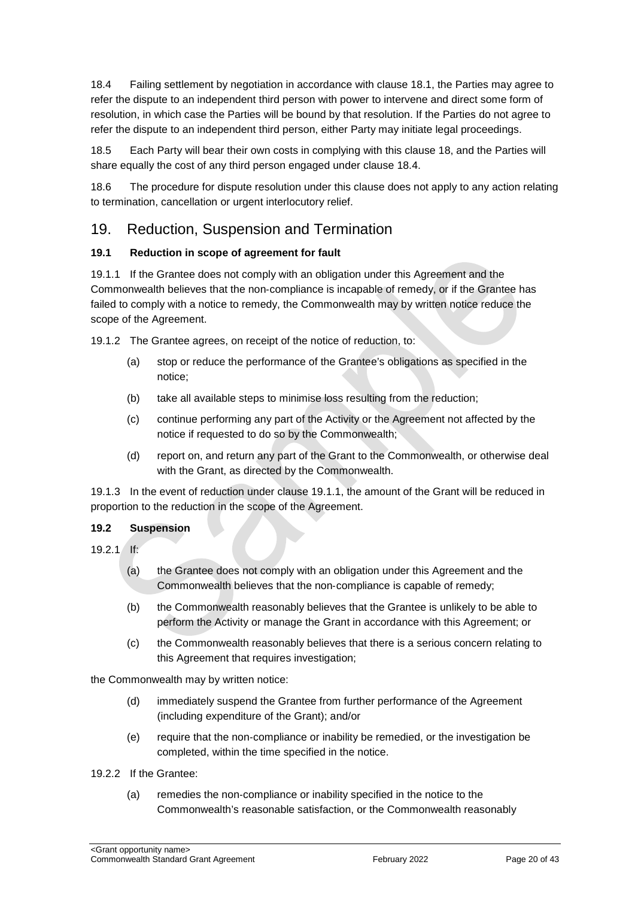18.4 Failing settlement by negotiation in accordance with clause 18.1, the Parties may agree to refer the dispute to an independent third person with power to intervene and direct some form of resolution, in which case the Parties will be bound by that resolution. If the Parties do not agree to refer the dispute to an independent third person, either Party may initiate legal proceedings.

18.5 Each Party will bear their own costs in complying with this clause 18, and the Parties will share equally the cost of any third person engaged under clause 18.4.

18.6 The procedure for dispute resolution under this clause does not apply to any action relating to termination, cancellation or urgent interlocutory relief.

## 19. Reduction, Suspension and Termination

### 19.1 Reduction in scope of agreement for fault

19.1.1 If the Grantee does not comply with an obligation under this Agreement and the Commonwealth believes that the non-compliance is incapable of remedy, or if the Grantee has failed to comply with a notice to remedy, the Commonwealth may by written notice reduce the scope of the Agreement.

19.1.2 The Grantee agrees, on receipt of the notice of reduction, to:

- (a) stop or reduce the performance of the Grantee's obligations as specified in the notice;
- (b) take all available steps to minimise loss resulting from the reduction;
- (c) continue performing any part of the Activity or the Agreement not affected by the notice if requested to do so by the Commonwealth;
- (d) report on, and return any part of the Grant to the Commonwealth, or otherwise deal with the Grant, as directed by the Commonwealth.

19.1.3 In the event of reduction under clause 19.1.1, the amount of the Grant will be reduced in proportion to the reduction in the scope of the Agreement.

### 19.2 Suspension

19.2.1 If:

- (a) the Grantee does not comply with an obligation under this Agreement and the Commonwealth believes that the non-compliance is capable of remedy;
- (b) the Commonwealth reasonably believes that the Grantee is unlikely to be able to perform the Activity or manage the Grant in accordance with this Agreement; or
- (c) the Commonwealth reasonably believes that there is a serious concern relating to this Agreement that requires investigation;

the Commonwealth may by written notice:

- (d) immediately suspend the Grantee from further performance of the Agreement (including expenditure of the Grant); and/or
- (e) require that the non-compliance or inability be remedied, or the investigation be completed, within the time specified in the notice.

19.2.2 If the Grantee:

- (a) remedies the non-compliance or inability specified in the notice to the Commonwealth's reasonable satisfaction, or the Commonwealth reasonably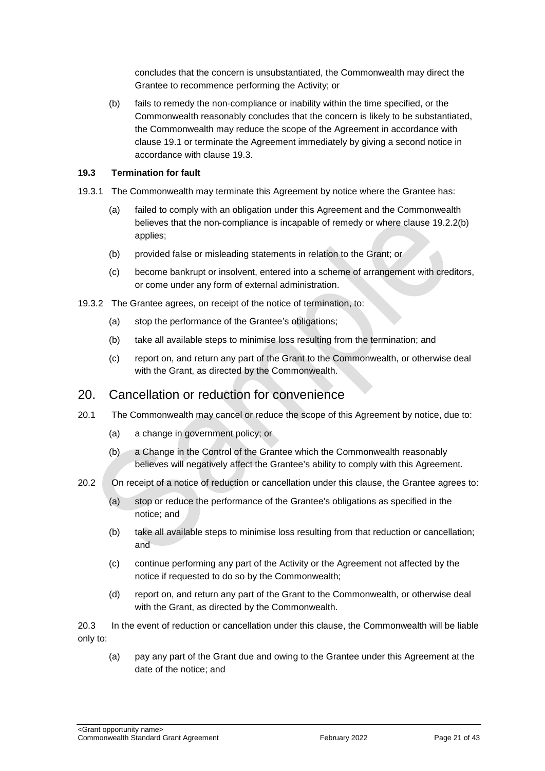concludes that the concern is unsubstantiated, the Commonwealth may direct the Grantee to recommence performing the Activity; or

(b) fails to remedy the non-compliance or inability within the time specified, or the Commonwealth reasonably concludes that the concern is likely to be substantiated, the Commonwealth may reduce the scope of the Agreement in accordance with clause 19.1 or terminate the Agreement immediately by giving a second notice in accordance with clause 19.3.

**19.3 Termination for fault**

19.3.1 The Commonwealth may terminate this Agreement by notice where the Grantee has:

(a) failed to comply with an obligation under this Agreement and the Commonwealth believes that the non-compliance is incapable of remedy or where clause 19.2.2(b) applies;

(b) provided false or misleading statements in relation to the Grant; or

(c) become bankrupt or insolvent, entered into a scheme of arrangement with creditors, or come under any form of external administration.

19.3.2 The Grantee agrees, on receipt of the notice of termination, to:

(a) stop the performance of the Grantee's obligations;

(b) take all available steps to minimise loss resulting from the termination; and

(c) report on, and return any part of the Grant to the Commonwealth, or otherwise deal with the Grant, as directed by the Commonwealth.

## 20. Cancellation or reduction for convenience

20.1 The Commonwealth may cancel or reduce the scope of this Agreement by notice, due to:

(a) a change in government policy; or

(b) a Change in the Control of the Grantee which the Commonwealth reasonably believes will negatively affect the Grantee's ability to comply with this Agreement.

20.2 On receipt of a notice of reduction or cancellation under this clause, the Grantee agrees to:

(a) stop or reduce the performance of the Grantee's obligations as specified in the notice; and

(b) take all available steps to minimise loss resulting from that reduction or cancellation; and

(c) continue performing any part of the Activity or the Agreement not affected by the notice if requested to do so by the Commonwealth;

(d) report on, and return any part of the Grant to the Commonwealth, or otherwise deal with the Grant, as directed by the Commonwealth.

20.3 In the event of reduction or cancellation under this clause, the Commonwealth will be liable only to:

(a) pay any part of the Grant due and owing to the Grantee under this Agreement at the date of the notice; and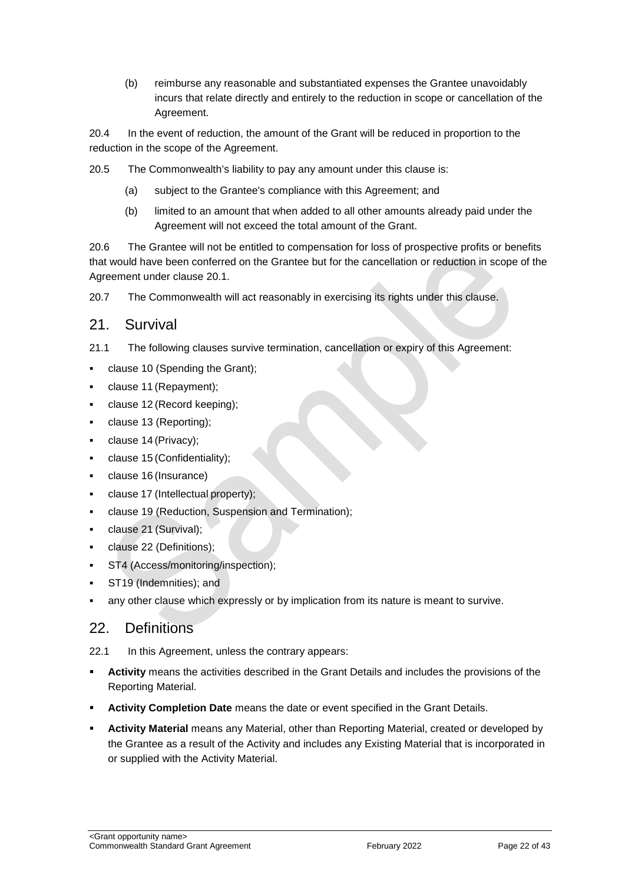(b) reimburse any reasonable and substantiated expenses the Grantee unavoidably incurs that relate directly and entirely to the reduction in scope or cancellation of the Agreement.

20.4 In the event of reduction, the amount of the Grant will be reduced in proportion to the reduction in the scope of the Agreement.

20.5 The Commonwealth's liability to pay any amount under this clause is:

(a) subject to the Grantee's compliance with this Agreement; and

(b) limited to an amount that when added to all other amounts already paid under the Agreement will not exceed the total amount of the Grant.

20.6 The Grantee will not be entitled to compensation for loss of prospective profits or benefits that would have been conferred on the Grantee but for the cancellation or reduction in scope of the Agreement under clause 20.1.

20.7 The Commonwealth will act reasonably in exercising its rights under this clause.

## 21. Survival

21.1 The following clauses survive termination, cancellation or expiry of this Agreement:

- clause 10 (Spending the Grant);
- clause 11 (Repayment);
- clause 12 (Record keeping);
- clause 13 (Reporting);
- clause 14 (Privacy);
- clause 15 (Confidentiality);
- clause 16 (Insurance)
- clause 17 (Intellectual property);
- clause 19 (Reduction, Suspension and Termination);
- clause 21 (Survival);
- clause 22 (Definitions);
- ST4 (Access/monitoring/inspection);
- ST19 (Indemnities); and
- any other clause which expressly or by implication from its nature is meant to survive.

## 22. Definitions

22.1 In this Agreement, unless the contrary appears:

- **Activity** means the activities described in the Grant Details and includes the provisions of the Reporting Material.
- **Activity Completion Date** means the date or event specified in the Grant Details.
- **Activity Material** means any Material, other than Reporting Material, created or developed by the Grantee as a result of the Activity and includes any Existing Material that is incorporated in or supplied with the Activity Material.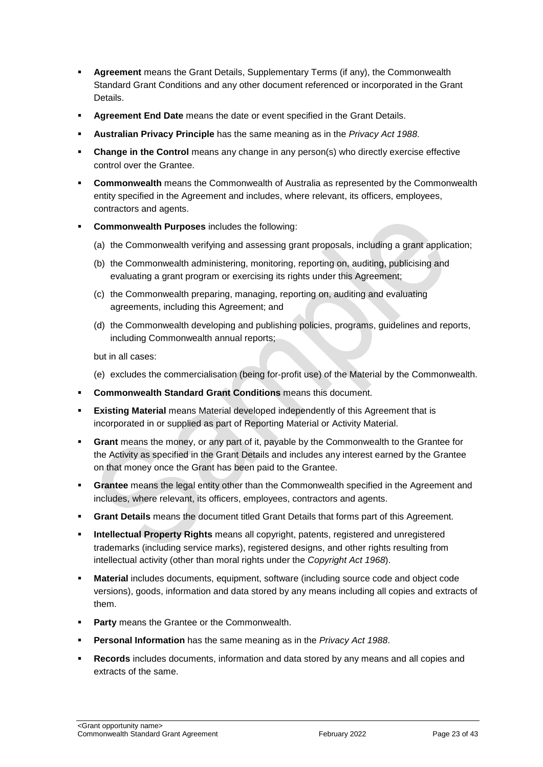- **Agreement** means the Grant Details, Supplementary Terms (if any), the Commonwealth Standard Grant Conditions and any other document referenced or incorporated in the Grant Details.
- **Agreement End Date** means the date or event specified in the Grant Details.
- **Australian Privacy Principle** has the same meaning as in the *Privacy Act 1988*.
- **Change in the Control** means any change in any person(s) who directly exercise effective control over the Grantee.
- **Commonwealth** means the Commonwealth of Australia as represented by the Commonwealth entity specified in the Agreement and includes, where relevant, its officers, employees, contractors and agents.
- **Commonwealth Purposes** includes the following:
  - (a) the Commonwealth verifying and assessing grant proposals, including a grant application;
  - (b) the Commonwealth administering, monitoring, reporting on, auditing, publicising and evaluating a grant program or exercising its rights under this Agreement;
  - (c) the Commonwealth preparing, managing, reporting on, auditing and evaluating agreements, including this Agreement; and
  - (d) the Commonwealth developing and publishing policies, programs, guidelines and reports, including Commonwealth annual reports;

  but in all cases:

  - (e) excludes the commercialisation (being for-profit use) of the Material by the Commonwealth.
- **Commonwealth Standard Grant Conditions** means this document.
- **Existing Material** means Material developed independently of this Agreement that is incorporated in or supplied as part of Reporting Material or Activity Material.
- **Grant** means the money, or any part of it, payable by the Commonwealth to the Grantee for the Activity as specified in the Grant Details and includes any interest earned by the Grantee on that money once the Grant has been paid to the Grantee.
- **Grantee** means the legal entity other than the Commonwealth specified in the Agreement and includes, where relevant, its officers, employees, contractors and agents.
- **Grant Details** means the document titled Grant Details that forms part of this Agreement.
- **Intellectual Property Rights** means all copyright, patents, registered and unregistered trademarks (including service marks), registered designs, and other rights resulting from intellectual activity (other than moral rights under the *Copyright Act 1968*).
- **Material** includes documents, equipment, software (including source code and object code versions), goods, information and data stored by any means including all copies and extracts of them.
- **Party** means the Grantee or the Commonwealth.
- **Personal Information** has the same meaning as in the *Privacy Act 1988*.
- **Records** includes documents, information and data stored by any means and all copies and extracts of the same.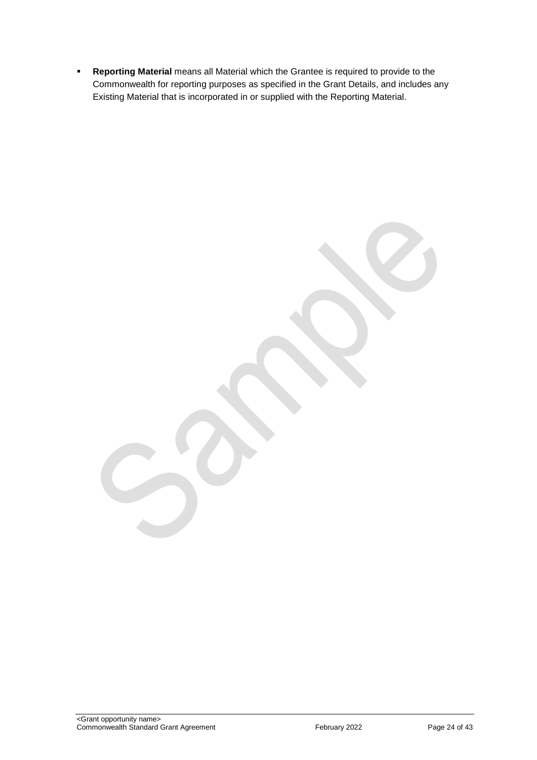- **Reporting Material** means all Material which the Grantee is required to provide to the Commonwealth for reporting purposes as specified in the Grant Details, and includes any Existing Material that is incorporated in or supplied with the Reporting Material.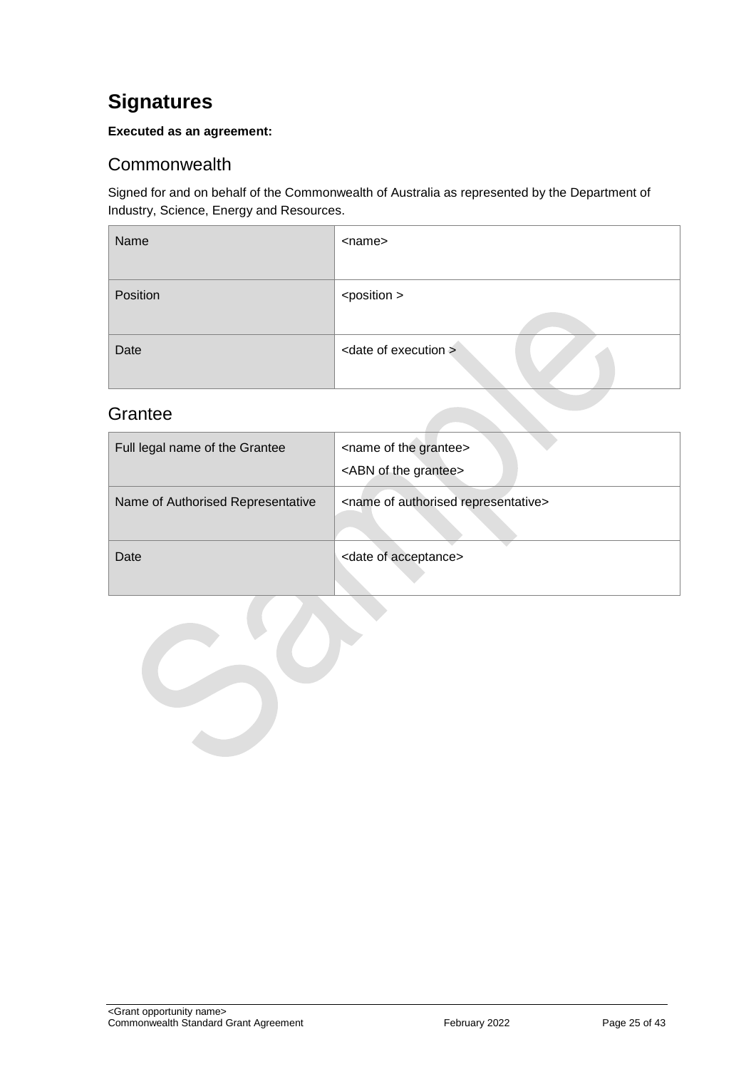# Signatures

**Executed as an agreement:**

## Commonwealth

Signed for and on behalf of the Commonwealth of Australia as represented by the Department of Industry, Science, Energy and Resources.

| | |
|---|---|
| Name | <name> |
| Position | <position > |
| Date | <date of execution > |

## Grantee

| | |
|---|---|
| Full legal name of the Grantee | <name of the grantee><br><ABN of the grantee> |
| Name of Authorised Representative | <name of authorised representative> |
| Date | <date of acceptance> |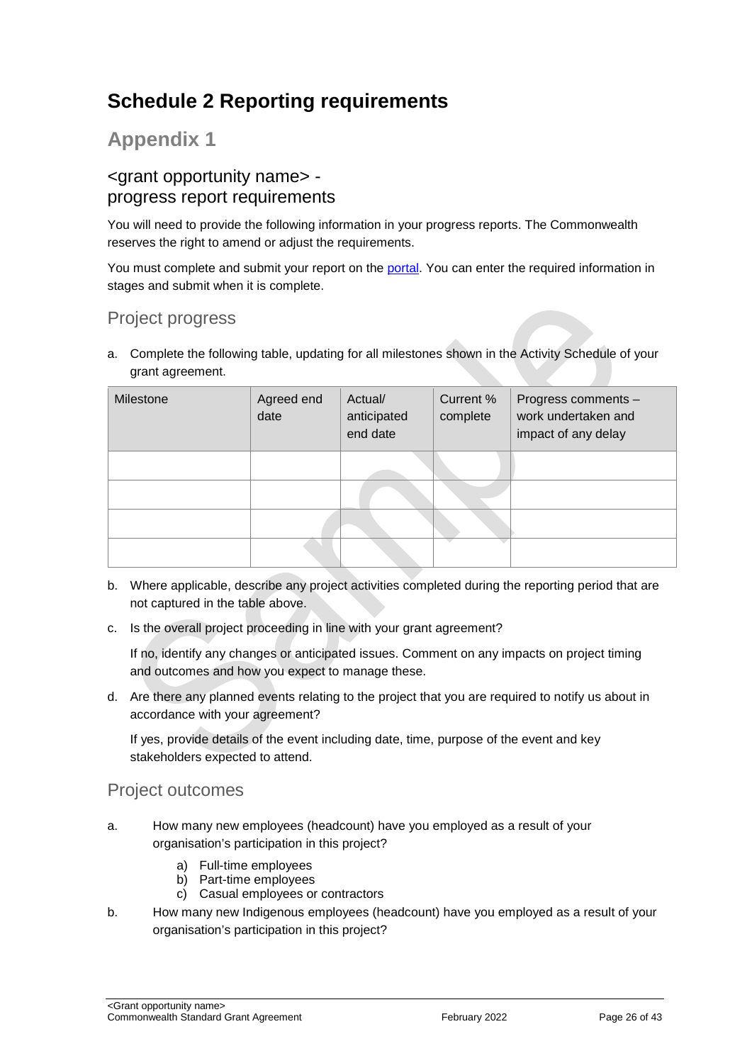# Schedule 2 Reporting requirements

## Appendix 1

### <grant opportunity name> - progress report requirements

You will need to provide the following information in your progress reports. The Commonwealth reserves the right to amend or adjust the requirements.

You must complete and submit your report on the portal. You can enter the required information in stages and submit when it is complete.

### Project progress

a. Complete the following table, updating for all milestones shown in the Activity Schedule of your grant agreement.

| Milestone | Agreed end date | Actual/ anticipated end date | Current % complete | Progress comments – work undertaken and impact of any delay |
|---|---|---|---|---|
| | | | | |
| | | | | |
| | | | | |
| | | | | |

b. Where applicable, describe any project activities completed during the reporting period that are not captured in the table above.

c. Is the overall project proceeding in line with your grant agreement?

   If no, identify any changes or anticipated issues. Comment on any impacts on project timing and outcomes and how you expect to manage these.

d. Are there any planned events relating to the project that you are required to notify us about in accordance with your agreement?

   If yes, provide details of the event including date, time, purpose of the event and key stakeholders expected to attend.

### Project outcomes

a. How many new employees (headcount) have you employed as a result of your organisation's participation in this project?

   a) Full-time employees
   b) Part-time employees
   c) Casual employees or contractors

b. How many new Indigenous employees (headcount) have you employed as a result of your organisation's participation in this project?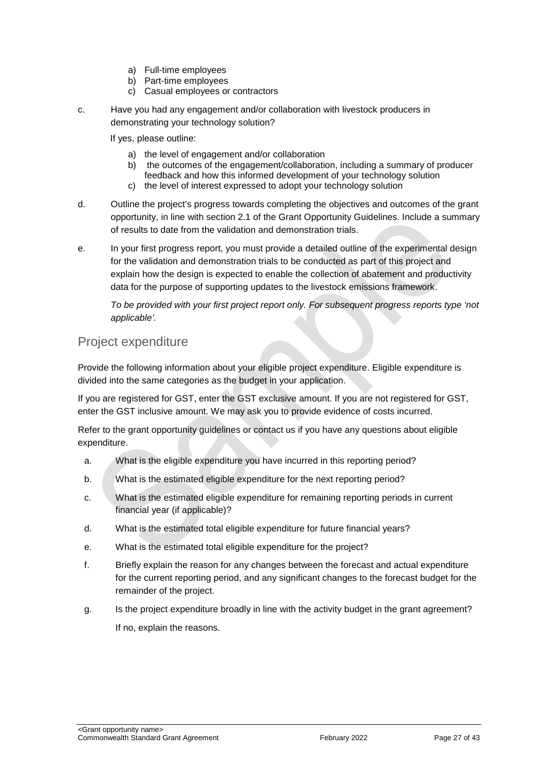a) Full-time employees
b) Part-time employees
c) Casual employees or contractors

c. Have you had any engagement and/or collaboration with livestock producers in demonstrating your technology solution?

If yes, please outline:

a) the level of engagement and/or collaboration
b) the outcomes of the engagement/collaboration, including a summary of producer feedback and how this informed development of your technology solution
c) the level of interest expressed to adopt your technology solution

d. Outline the project's progress towards completing the objectives and outcomes of the grant opportunity, in line with section 2.1 of the Grant Opportunity Guidelines. Include a summary of results to date from the validation and demonstration trials.

e. In your first progress report, you must provide a detailed outline of the experimental design for the validation and demonstration trials to be conducted as part of this project and explain how the design is expected to enable the collection of abatement and productivity data for the purpose of supporting updates to the livestock emissions framework.

*To be provided with your first project report only. For subsequent progress reports type 'not applicable'.*

## Project expenditure

Provide the following information about your eligible project expenditure. Eligible expenditure is divided into the same categories as the budget in your application.

If you are registered for GST, enter the GST exclusive amount. If you are not registered for GST, enter the GST inclusive amount. We may ask you to provide evidence of costs incurred.

Refer to the grant opportunity guidelines or contact us if you have any questions about eligible expenditure.

a. What is the eligible expenditure you have incurred in this reporting period?

b. What is the estimated eligible expenditure for the next reporting period?

c. What is the estimated eligible expenditure for remaining reporting periods in current financial year (if applicable)?

d. What is the estimated total eligible expenditure for future financial years?

e. What is the estimated total eligible expenditure for the project?

f. Briefly explain the reason for any changes between the forecast and actual expenditure for the current reporting period, and any significant changes to the forecast budget for the remainder of the project.

g. Is the project expenditure broadly in line with the activity budget in the grant agreement?

If no, explain the reasons.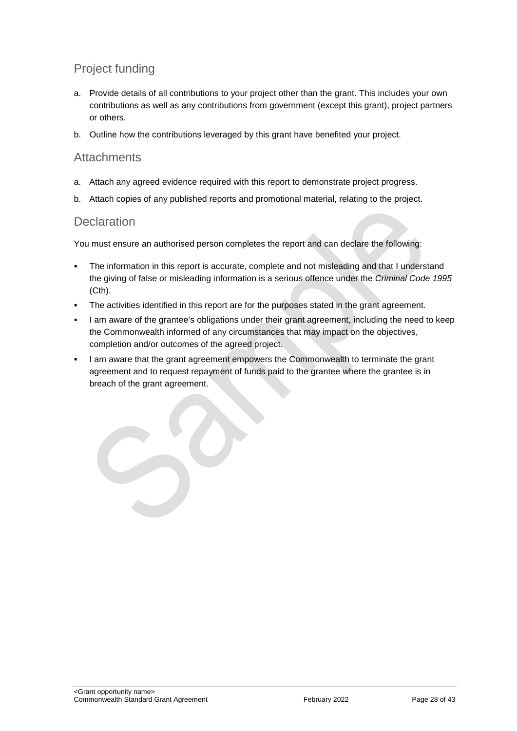## Project funding

a. Provide details of all contributions to your project other than the grant. This includes your own contributions as well as any contributions from government (except this grant), project partners or others.

b. Outline how the contributions leveraged by this grant have benefited your project.

## Attachments

a. Attach any agreed evidence required with this report to demonstrate project progress.

b. Attach copies of any published reports and promotional material, relating to the project.

## Declaration

You must ensure an authorised person completes the report and can declare the following:

- The information in this report is accurate, complete and not misleading and that I understand the giving of false or misleading information is a serious offence under the *Criminal Code 1995* (Cth).
- The activities identified in this report are for the purposes stated in the grant agreement.
- I am aware of the grantee's obligations under their grant agreement, including the need to keep the Commonwealth informed of any circumstances that may impact on the objectives, completion and/or outcomes of the agreed project.
- I am aware that the grant agreement empowers the Commonwealth to terminate the grant agreement and to request repayment of funds paid to the grantee where the grantee is in breach of the grant agreement.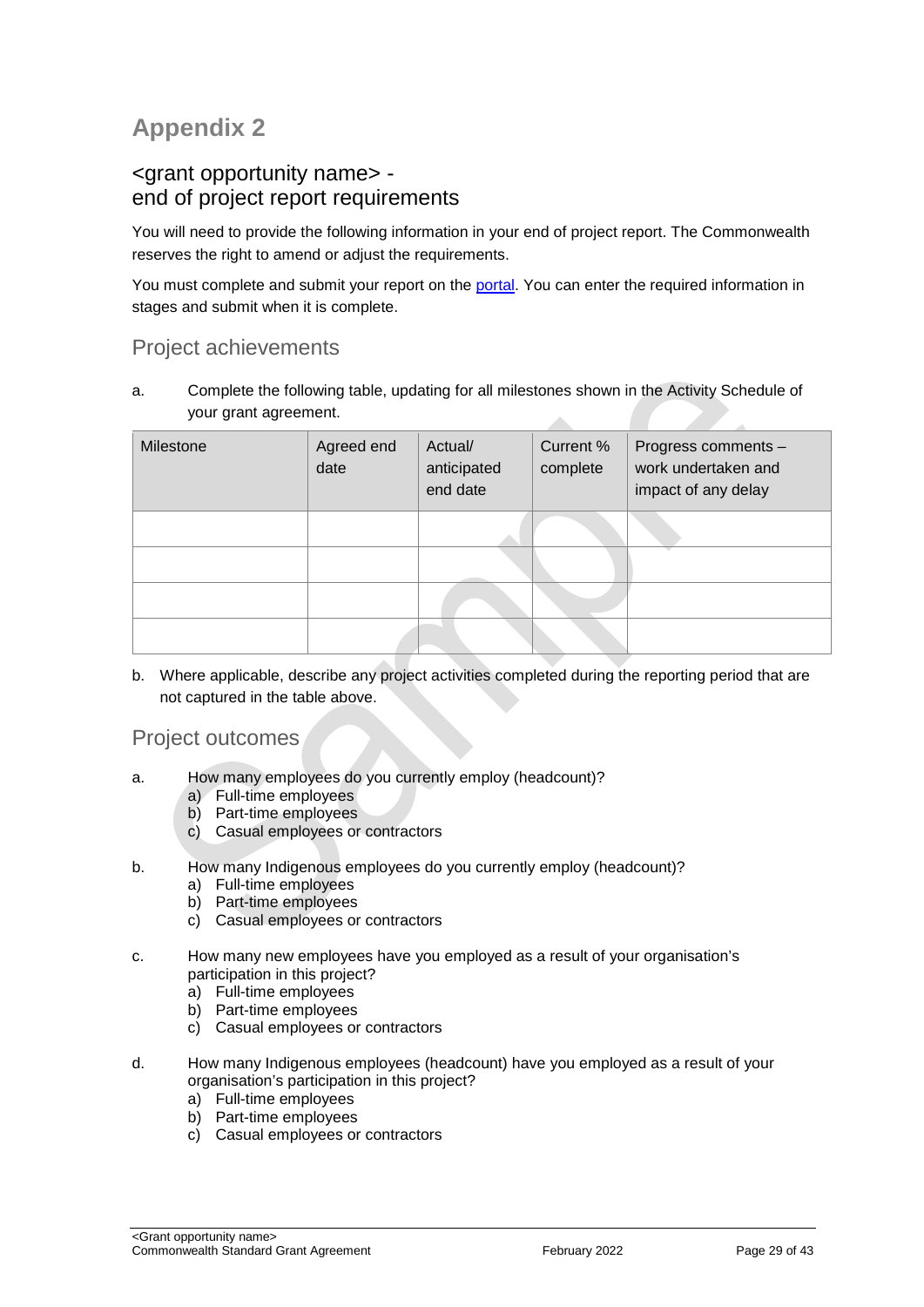# Appendix 2

## <grant opportunity name> - end of project report requirements

You will need to provide the following information in your end of project report. The Commonwealth reserves the right to amend or adjust the requirements.

You must complete and submit your report on the portal. You can enter the required information in stages and submit when it is complete.

### Project achievements

a. Complete the following table, updating for all milestones shown in the Activity Schedule of your grant agreement.

| Milestone | Agreed end date | Actual/ anticipated end date | Current % complete | Progress comments – work undertaken and impact of any delay |
|---|---|---|---|---|
| | | | | |
| | | | | |
| | | | | |
| | | | | |

b. Where applicable, describe any project activities completed during the reporting period that are not captured in the table above.

### Project outcomes

a. How many employees do you currently employ (headcount)?
   a) Full-time employees
   b) Part-time employees
   c) Casual employees or contractors

b. How many Indigenous employees do you currently employ (headcount)?
   a) Full-time employees
   b) Part-time employees
   c) Casual employees or contractors

c. How many new employees have you employed as a result of your organisation's participation in this project?
   a) Full-time employees
   b) Part-time employees
   c) Casual employees or contractors

d. How many Indigenous employees (headcount) have you employed as a result of your organisation's participation in this project?
   a) Full-time employees
   b) Part-time employees
   c) Casual employees or contractors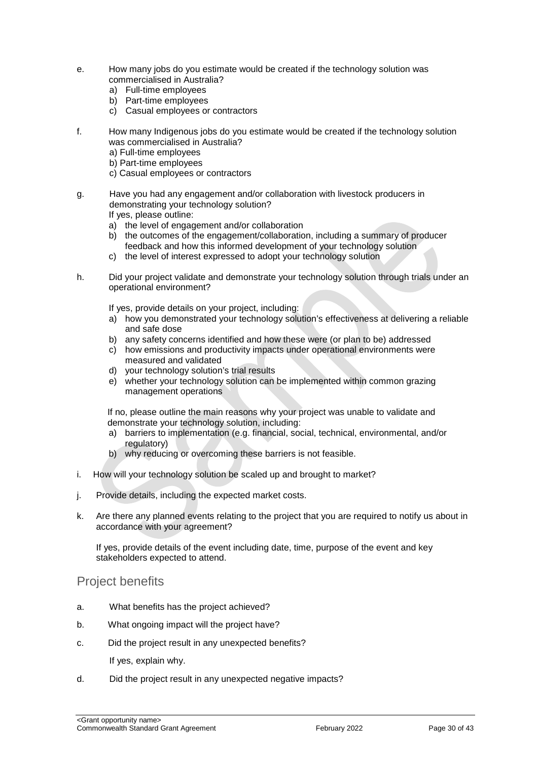e. How many jobs do you estimate would be created if the technology solution was commercialised in Australia?
   a) Full-time employees
   b) Part-time employees
   c) Casual employees or contractors

f. How many Indigenous jobs do you estimate would be created if the technology solution was commercialised in Australia?
   a) Full-time employees
   b) Part-time employees
   c) Casual employees or contractors

g. Have you had any engagement and/or collaboration with livestock producers in demonstrating your technology solution?
   If yes, please outline:
   a) the level of engagement and/or collaboration
   b) the outcomes of the engagement/collaboration, including a summary of producer feedback and how this informed development of your technology solution
   c) the level of interest expressed to adopt your technology solution

h. Did your project validate and demonstrate your technology solution through trials under an operational environment?

   If yes, provide details on your project, including:
   a) how you demonstrated your technology solution's effectiveness at delivering a reliable and safe dose
   b) any safety concerns identified and how these were (or plan to be) addressed
   c) how emissions and productivity impacts under operational environments were measured and validated
   d) your technology solution's trial results
   e) whether your technology solution can be implemented within common grazing management operations

   If no, please outline the main reasons why your project was unable to validate and demonstrate your technology solution, including:
   a) barriers to implementation (e.g. financial, social, technical, environmental, and/or regulatory)
   b) why reducing or overcoming these barriers is not feasible.

i. How will your technology solution be scaled up and brought to market?

j. Provide details, including the expected market costs.

k. Are there any planned events relating to the project that you are required to notify us about in accordance with your agreement?

   If yes, provide details of the event including date, time, purpose of the event and key stakeholders expected to attend.

## Project benefits

a. What benefits has the project achieved?

b. What ongoing impact will the project have?

c. Did the project result in any unexpected benefits?

   If yes, explain why.

d. Did the project result in any unexpected negative impacts?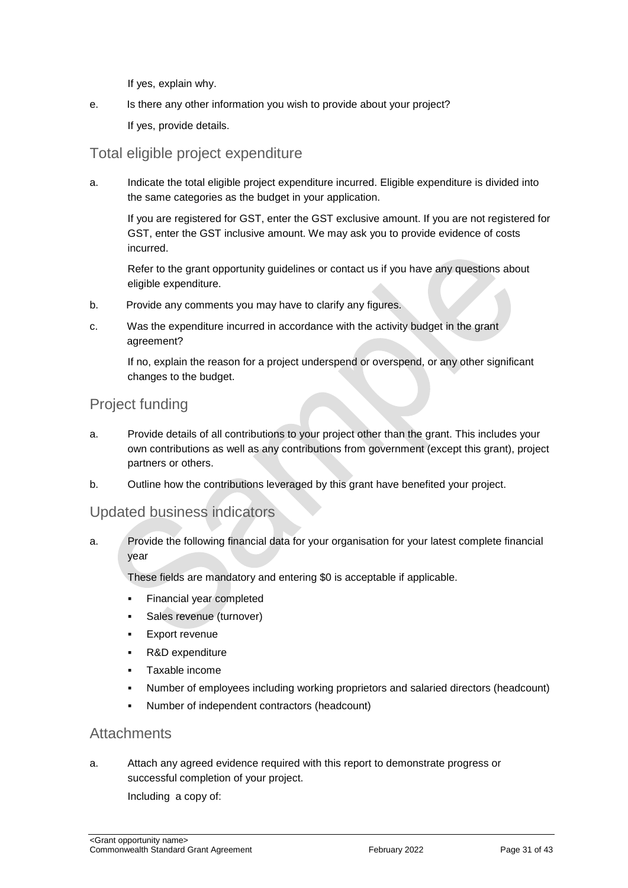If yes, explain why.

e. Is there any other information you wish to provide about your project?

   If yes, provide details.

## Total eligible project expenditure

a. Indicate the total eligible project expenditure incurred. Eligible expenditure is divided into the same categories as the budget in your application.

   If you are registered for GST, enter the GST exclusive amount. If you are not registered for GST, enter the GST inclusive amount. We may ask you to provide evidence of costs incurred.

   Refer to the grant opportunity guidelines or contact us if you have any questions about eligible expenditure.

b. Provide any comments you may have to clarify any figures.

c. Was the expenditure incurred in accordance with the activity budget in the grant agreement?

   If no, explain the reason for a project underspend or overspend, or any other significant changes to the budget.

## Project funding

a. Provide details of all contributions to your project other than the grant. This includes your own contributions as well as any contributions from government (except this grant), project partners or others.

b. Outline how the contributions leveraged by this grant have benefited your project.

## Updated business indicators

a. Provide the following financial data for your organisation for your latest complete financial year

   These fields are mandatory and entering $0 is acceptable if applicable.

   - Financial year completed
   - Sales revenue (turnover)
   - Export revenue
   - R&D expenditure
   - Taxable income
   - Number of employees including working proprietors and salaried directors (headcount)
   - Number of independent contractors (headcount)

## Attachments

a. Attach any agreed evidence required with this report to demonstrate progress or successful completion of your project.

   Including a copy of: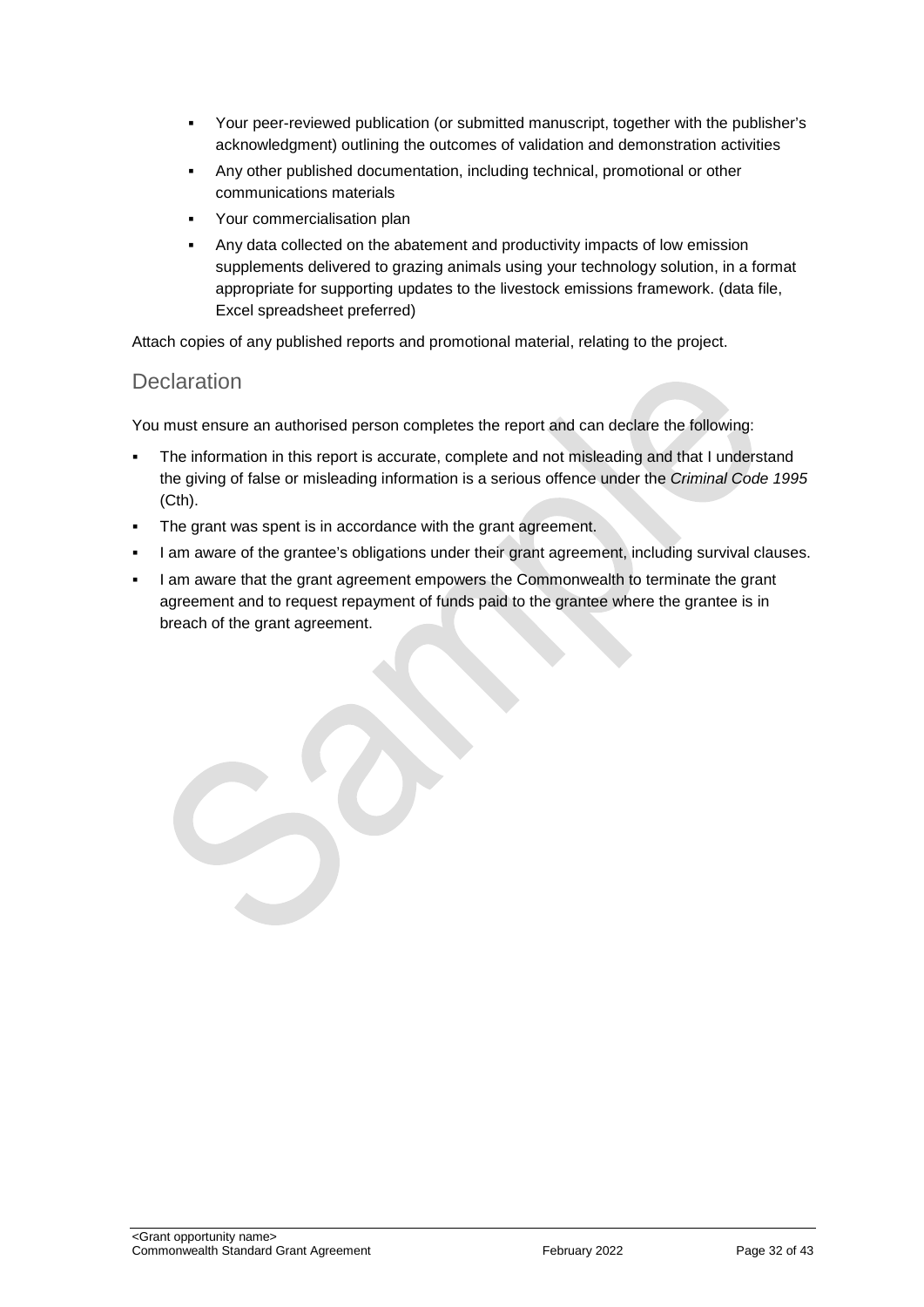- Your peer-reviewed publication (or submitted manuscript, together with the publisher's acknowledgment) outlining the outcomes of validation and demonstration activities
- Any other published documentation, including technical, promotional or other communications materials
- Your commercialisation plan
- Any data collected on the abatement and productivity impacts of low emission supplements delivered to grazing animals using your technology solution, in a format appropriate for supporting updates to the livestock emissions framework. (data file, Excel spreadsheet preferred)

Attach copies of any published reports and promotional material, relating to the project.

## Declaration

You must ensure an authorised person completes the report and can declare the following:

- The information in this report is accurate, complete and not misleading and that I understand the giving of false or misleading information is a serious offence under the *Criminal Code 1995* (Cth).
- The grant was spent is in accordance with the grant agreement.
- I am aware of the grantee's obligations under their grant agreement, including survival clauses.
- I am aware that the grant agreement empowers the Commonwealth to terminate the grant agreement and to request repayment of funds paid to the grantee where the grantee is in breach of the grant agreement.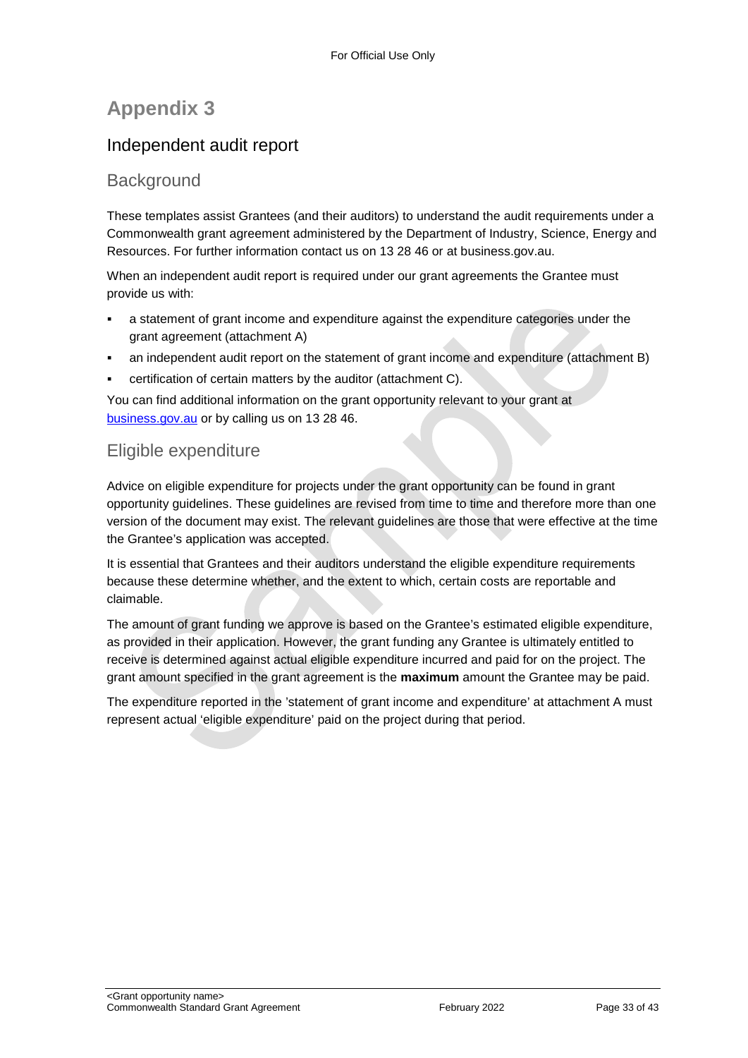# Appendix 3

## Independent audit report

### Background

These templates assist Grantees (and their auditors) to understand the audit requirements under a Commonwealth grant agreement administered by the Department of Industry, Science, Energy and Resources. For further information contact us on 13 28 46 or at business.gov.au.

When an independent audit report is required under our grant agreements the Grantee must provide us with:

- a statement of grant income and expenditure against the expenditure categories under the grant agreement (attachment A)
- an independent audit report on the statement of grant income and expenditure (attachment B)
- certification of certain matters by the auditor (attachment C).

You can find additional information on the grant opportunity relevant to your grant at [business.gov.au](business.gov.au) or by calling us on 13 28 46.

### Eligible expenditure

Advice on eligible expenditure for projects under the grant opportunity can be found in grant opportunity guidelines. These guidelines are revised from time to time and therefore more than one version of the document may exist. The relevant guidelines are those that were effective at the time the Grantee's application was accepted.

It is essential that Grantees and their auditors understand the eligible expenditure requirements because these determine whether, and the extent to which, certain costs are reportable and claimable.

The amount of grant funding we approve is based on the Grantee's estimated eligible expenditure, as provided in their application. However, the grant funding any Grantee is ultimately entitled to receive is determined against actual eligible expenditure incurred and paid for on the project. The grant amount specified in the grant agreement is the **maximum** amount the Grantee may be paid.

The expenditure reported in the 'statement of grant income and expenditure' at attachment A must represent actual 'eligible expenditure' paid on the project during that period.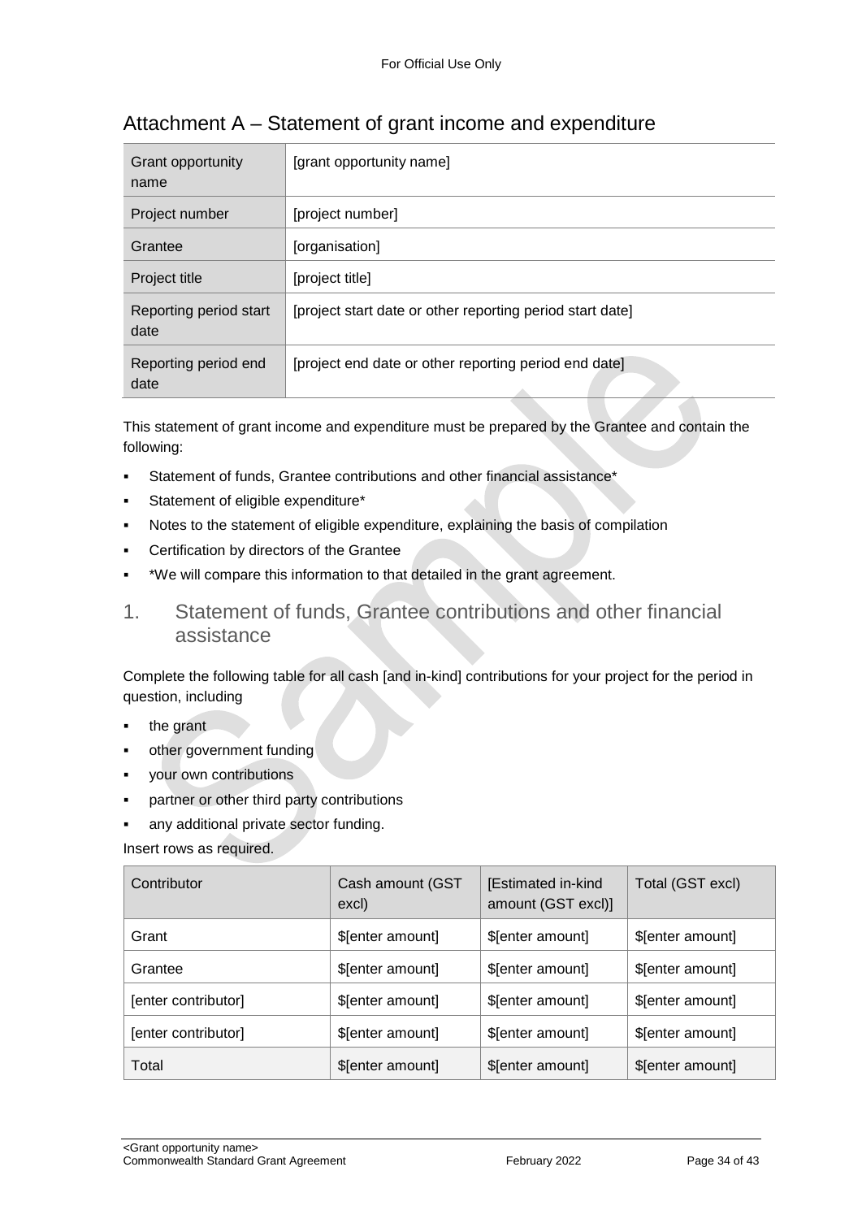## Attachment A – Statement of grant income and expenditure

| Grant opportunity name | [grant opportunity name] |
|---|---|
| Project number | [project number] |
| Grantee | [organisation] |
| Project title | [project title] |
| Reporting period start date | [project start date or other reporting period start date] |
| Reporting period end date | [project end date or other reporting period end date] |

This statement of grant income and expenditure must be prepared by the Grantee and contain the following:

- Statement of funds, Grantee contributions and other financial assistance*
- Statement of eligible expenditure*
- Notes to the statement of eligible expenditure, explaining the basis of compilation
- Certification by directors of the Grantee
- *We will compare this information to that detailed in the grant agreement.

### 1. Statement of funds, Grantee contributions and other financial assistance

Complete the following table for all cash [and in-kind] contributions for your project for the period in question, including

- the grant
- other government funding
- your own contributions
- partner or other third party contributions
- any additional private sector funding.

Insert rows as required.

| Contributor | Cash amount (GST excl) | [Estimated in-kind amount (GST excl)] | Total (GST excl) |
|---|---|---|---|
| Grant | $[enter amount] | $[enter amount] | $[enter amount] |
| Grantee | $[enter amount] | $[enter amount] | $[enter amount] |
| [enter contributor] | $[enter amount] | $[enter amount] | $[enter amount] |
| [enter contributor] | $[enter amount] | $[enter amount] | $[enter amount] |
| Total | $[enter amount] | $[enter amount] | $[enter amount] |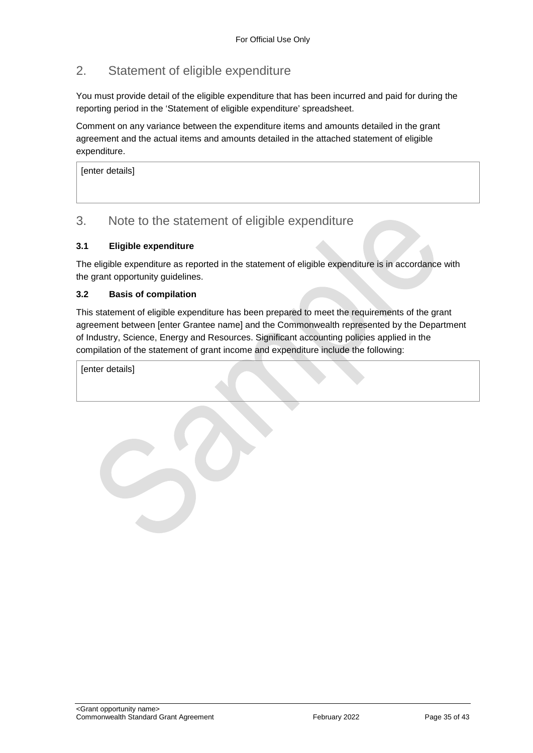## 2. Statement of eligible expenditure

You must provide detail of the eligible expenditure that has been incurred and paid for during the reporting period in the 'Statement of eligible expenditure' spreadsheet.

Comment on any variance between the expenditure items and amounts detailed in the grant agreement and the actual items and amounts detailed in the attached statement of eligible expenditure.

| [enter details] |
|---|

## 3. Note to the statement of eligible expenditure

### 3.1 Eligible expenditure

The eligible expenditure as reported in the statement of eligible expenditure is in accordance with the grant opportunity guidelines.

### 3.2 Basis of compilation

This statement of eligible expenditure has been prepared to meet the requirements of the grant agreement between [enter Grantee name] and the Commonwealth represented by the Department of Industry, Science, Energy and Resources. Significant accounting policies applied in the compilation of the statement of grant income and expenditure include the following:

| [enter details] |
|---|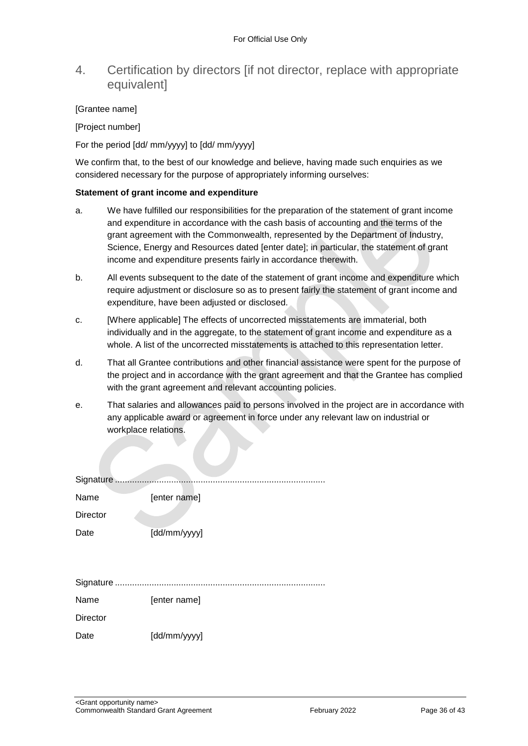## 4. Certification by directors [if not director, replace with appropriate equivalent]

[Grantee name]

[Project number]

For the period [dd/ mm/yyyy] to [dd/ mm/yyyy]

We confirm that, to the best of our knowledge and believe, having made such enquiries as we considered necessary for the purpose of appropriately informing ourselves:

**Statement of grant income and expenditure**

a. We have fulfilled our responsibilities for the preparation of the statement of grant income and expenditure in accordance with the cash basis of accounting and the terms of the grant agreement with the Commonwealth, represented by the Department of Industry, Science, Energy and Resources dated [enter date]; in particular, the statement of grant income and expenditure presents fairly in accordance therewith.

b. All events subsequent to the date of the statement of grant income and expenditure which require adjustment or disclosure so as to present fairly the statement of grant income and expenditure, have been adjusted or disclosed.

c. [Where applicable] The effects of uncorrected misstatements are immaterial, both individually and in the aggregate, to the statement of grant income and expenditure as a whole. A list of the uncorrected misstatements is attached to this representation letter.

d. That all Grantee contributions and other financial assistance were spent for the purpose of the project and in accordance with the grant agreement and that the Grantee has complied with the grant agreement and relevant accounting policies.

e. That salaries and allowances paid to persons involved in the project are in accordance with any applicable award or agreement in force under any relevant law on industrial or workplace relations.

Signature .....................................................................................

Name [enter name]

Director

Date [dd/mm/yyyy]

Signature .....................................................................................

Name [enter name]

Director

Date [dd/mm/yyyy]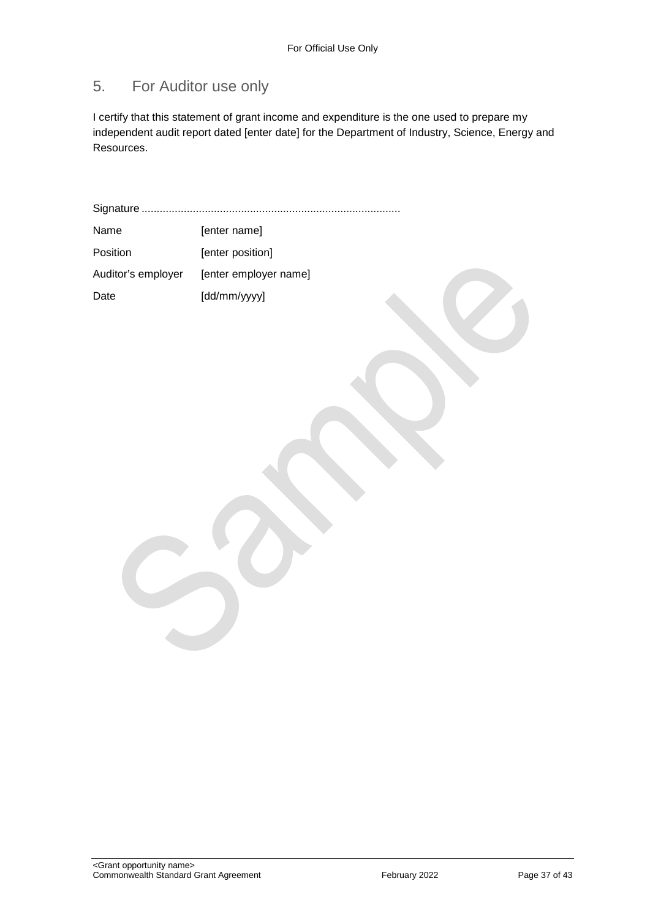## 5. For Auditor use only

I certify that this statement of grant income and expenditure is the one used to prepare my independent audit report dated [enter date] for the Department of Industry, Science, Energy and Resources.

Signature ......................................................................................

| | |
|---|---|
| Name | [enter name] |
| Position | [enter position] |
| Auditor's employer | [enter employer name] |
| Date | [dd/mm/yyyy] |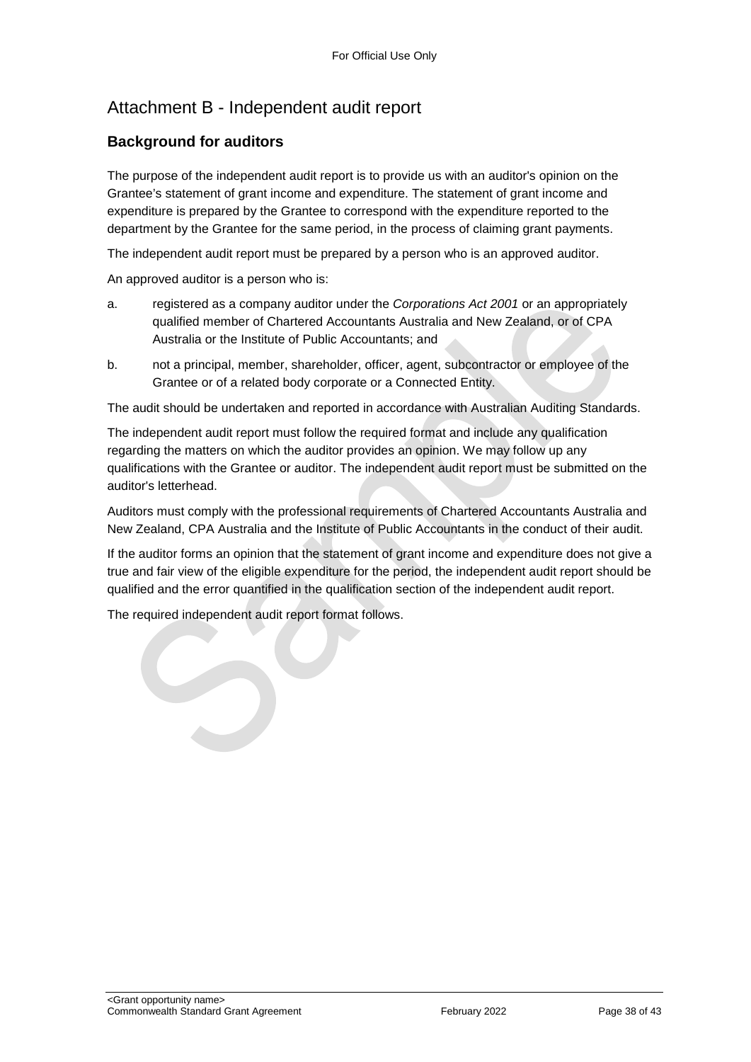# Attachment B - Independent audit report

## Background for auditors

The purpose of the independent audit report is to provide us with an auditor's opinion on the Grantee's statement of grant income and expenditure. The statement of grant income and expenditure is prepared by the Grantee to correspond with the expenditure reported to the department by the Grantee for the same period, in the process of claiming grant payments.

The independent audit report must be prepared by a person who is an approved auditor.

An approved auditor is a person who is:

a. registered as a company auditor under the *Corporations Act 2001* or an appropriately qualified member of Chartered Accountants Australia and New Zealand, or of CPA Australia or the Institute of Public Accountants; and

b. not a principal, member, shareholder, officer, agent, subcontractor or employee of the Grantee or of a related body corporate or a Connected Entity.

The audit should be undertaken and reported in accordance with Australian Auditing Standards.

The independent audit report must follow the required format and include any qualification regarding the matters on which the auditor provides an opinion. We may follow up any qualifications with the Grantee or auditor. The independent audit report must be submitted on the auditor's letterhead.

Auditors must comply with the professional requirements of Chartered Accountants Australia and New Zealand, CPA Australia and the Institute of Public Accountants in the conduct of their audit.

If the auditor forms an opinion that the statement of grant income and expenditure does not give a true and fair view of the eligible expenditure for the period, the independent audit report should be qualified and the error quantified in the qualification section of the independent audit report.

The required independent audit report format follows.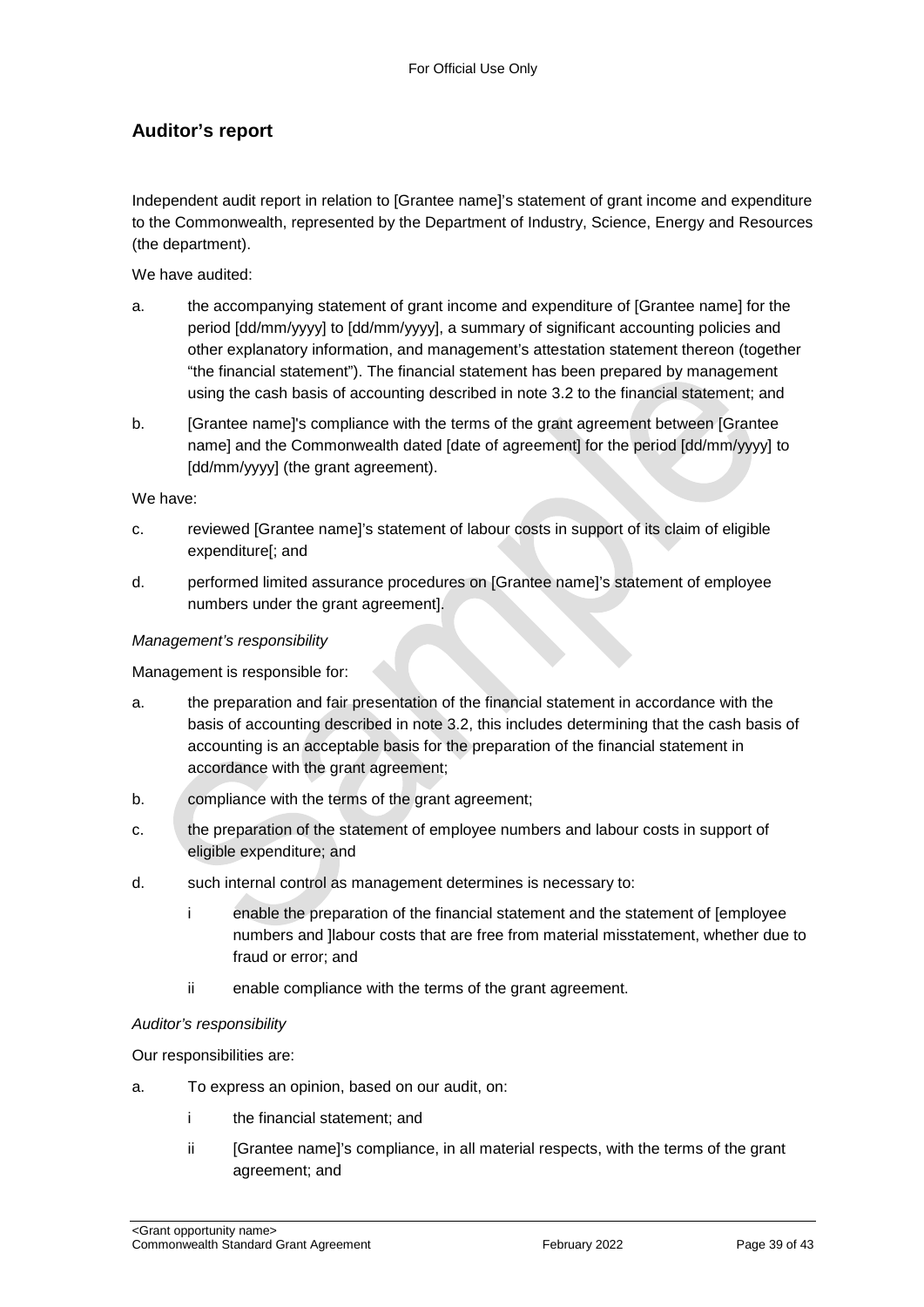## Auditor's report

Independent audit report in relation to [Grantee name]'s statement of grant income and expenditure to the Commonwealth, represented by the Department of Industry, Science, Energy and Resources (the department).

We have audited:

a. the accompanying statement of grant income and expenditure of [Grantee name] for the period [dd/mm/yyyy] to [dd/mm/yyyy], a summary of significant accounting policies and other explanatory information, and management's attestation statement thereon (together "the financial statement"). The financial statement has been prepared by management using the cash basis of accounting described in note 3.2 to the financial statement; and

b. [Grantee name]'s compliance with the terms of the grant agreement between [Grantee name] and the Commonwealth dated [date of agreement] for the period [dd/mm/yyyy] to [dd/mm/yyyy] (the grant agreement).

We have:

c. reviewed [Grantee name]'s statement of labour costs in support of its claim of eligible expenditure[; and

d. performed limited assurance procedures on [Grantee name]'s statement of employee numbers under the grant agreement].

*Management's responsibility*

Management is responsible for:

a. the preparation and fair presentation of the financial statement in accordance with the basis of accounting described in note 3.2, this includes determining that the cash basis of accounting is an acceptable basis for the preparation of the financial statement in accordance with the grant agreement;

b. compliance with the terms of the grant agreement;

c. the preparation of the statement of employee numbers and labour costs in support of eligible expenditure; and

d. such internal control as management determines is necessary to:

   i enable the preparation of the financial statement and the statement of [employee numbers and ]labour costs that are free from material misstatement, whether due to fraud or error; and

   ii enable compliance with the terms of the grant agreement.

*Auditor's responsibility*

Our responsibilities are:

a. To express an opinion, based on our audit, on:

   i the financial statement; and

   ii [Grantee name]'s compliance, in all material respects, with the terms of the grant agreement; and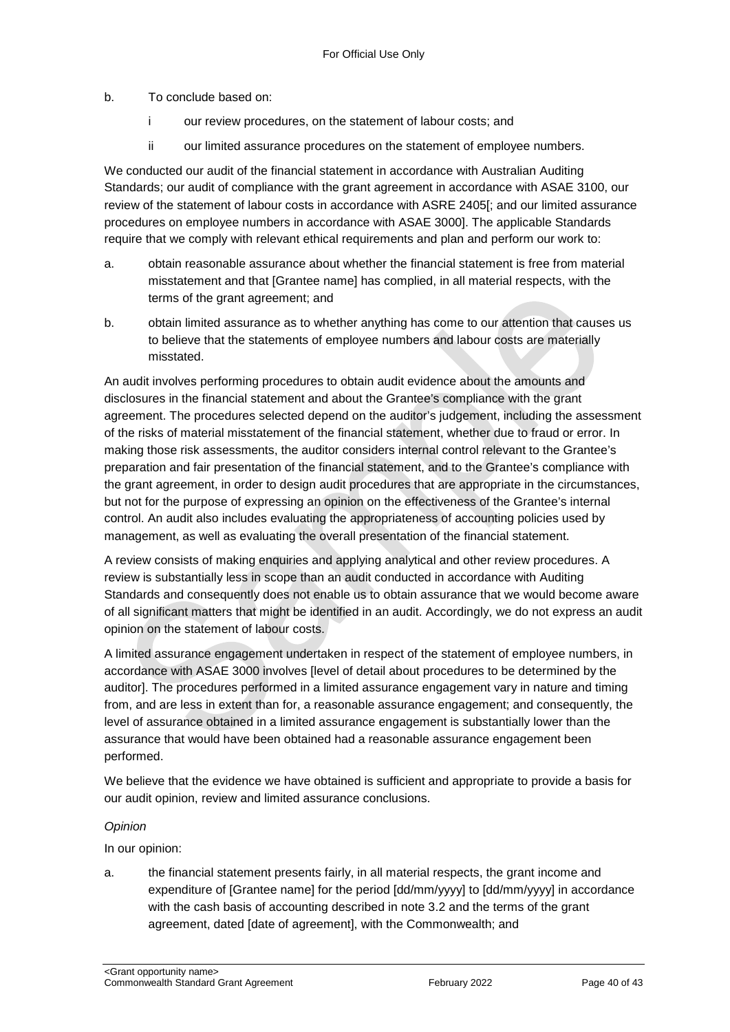b. To conclude based on:

   i our review procedures, on the statement of labour costs; and

   ii our limited assurance procedures on the statement of employee numbers.

We conducted our audit of the financial statement in accordance with Australian Auditing Standards; our audit of compliance with the grant agreement in accordance with ASAE 3100, our review of the statement of labour costs in accordance with ASRE 2405[; and our limited assurance procedures on employee numbers in accordance with ASAE 3000]. The applicable Standards require that we comply with relevant ethical requirements and plan and perform our work to:

a. obtain reasonable assurance about whether the financial statement is free from material misstatement and that [Grantee name] has complied, in all material respects, with the terms of the grant agreement; and

b. obtain limited assurance as to whether anything has come to our attention that causes us to believe that the statements of employee numbers and labour costs are materially misstated.

An audit involves performing procedures to obtain audit evidence about the amounts and disclosures in the financial statement and about the Grantee's compliance with the grant agreement. The procedures selected depend on the auditor's judgement, including the assessment of the risks of material misstatement of the financial statement, whether due to fraud or error. In making those risk assessments, the auditor considers internal control relevant to the Grantee's preparation and fair presentation of the financial statement, and to the Grantee's compliance with the grant agreement, in order to design audit procedures that are appropriate in the circumstances, but not for the purpose of expressing an opinion on the effectiveness of the Grantee's internal control. An audit also includes evaluating the appropriateness of accounting policies used by management, as well as evaluating the overall presentation of the financial statement.

A review consists of making enquiries and applying analytical and other review procedures. A review is substantially less in scope than an audit conducted in accordance with Auditing Standards and consequently does not enable us to obtain assurance that we would become aware of all significant matters that might be identified in an audit. Accordingly, we do not express an audit opinion on the statement of labour costs.

A limited assurance engagement undertaken in respect of the statement of employee numbers, in accordance with ASAE 3000 involves [level of detail about procedures to be determined by the auditor]. The procedures performed in a limited assurance engagement vary in nature and timing from, and are less in extent than for, a reasonable assurance engagement; and consequently, the level of assurance obtained in a limited assurance engagement is substantially lower than the assurance that would have been obtained had a reasonable assurance engagement been performed.

We believe that the evidence we have obtained is sufficient and appropriate to provide a basis for our audit opinion, review and limited assurance conclusions.

*Opinion*

In our opinion:

a. the financial statement presents fairly, in all material respects, the grant income and expenditure of [Grantee name] for the period [dd/mm/yyyy] to [dd/mm/yyyy] in accordance with the cash basis of accounting described in note 3.2 and the terms of the grant agreement, dated [date of agreement], with the Commonwealth; and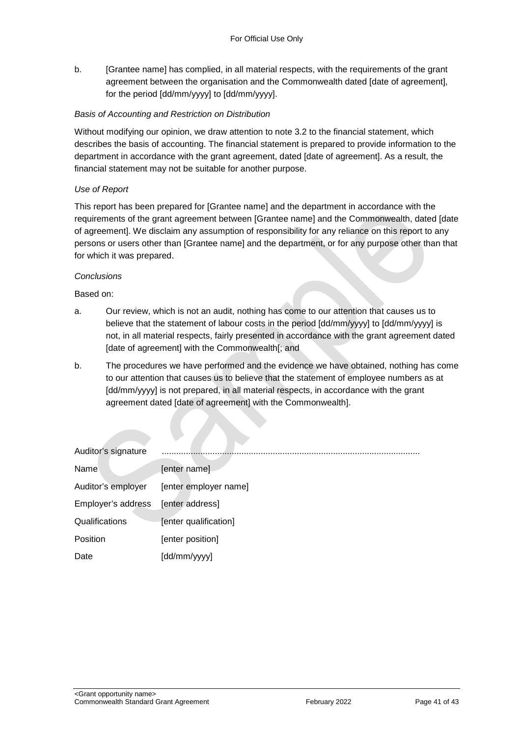b. [Grantee name] has complied, in all material respects, with the requirements of the grant agreement between the organisation and the Commonwealth dated [date of agreement], for the period [dd/mm/yyyy] to [dd/mm/yyyy].

*Basis of Accounting and Restriction on Distribution*

Without modifying our opinion, we draw attention to note 3.2 to the financial statement, which describes the basis of accounting. The financial statement is prepared to provide information to the department in accordance with the grant agreement, dated [date of agreement]. As a result, the financial statement may not be suitable for another purpose.

*Use of Report*

This report has been prepared for [Grantee name] and the department in accordance with the requirements of the grant agreement between [Grantee name] and the Commonwealth, dated [date of agreement]. We disclaim any assumption of responsibility for any reliance on this report to any persons or users other than [Grantee name] and the department, or for any purpose other than that for which it was prepared.

*Conclusions*

Based on:

a. Our review, which is not an audit, nothing has come to our attention that causes us to believe that the statement of labour costs in the period [dd/mm/yyyy] to [dd/mm/yyyy] is not, in all material respects, fairly presented in accordance with the grant agreement dated [date of agreement] with the Commonwealth[; and

b. The procedures we have performed and the evidence we have obtained, nothing has come to our attention that causes us to believe that the statement of employee numbers as at [dd/mm/yyyy] is not prepared, in all material respects, in accordance with the grant agreement dated [date of agreement] with the Commonwealth].

| | |
|---|---|
| Auditor's signature | .......................................................................................................... |
| Name | [enter name] |
| Auditor's employer | [enter employer name] |
| Employer's address | [enter address] |
| Qualifications | [enter qualification] |
| Position | [enter position] |
| Date | [dd/mm/yyyy] |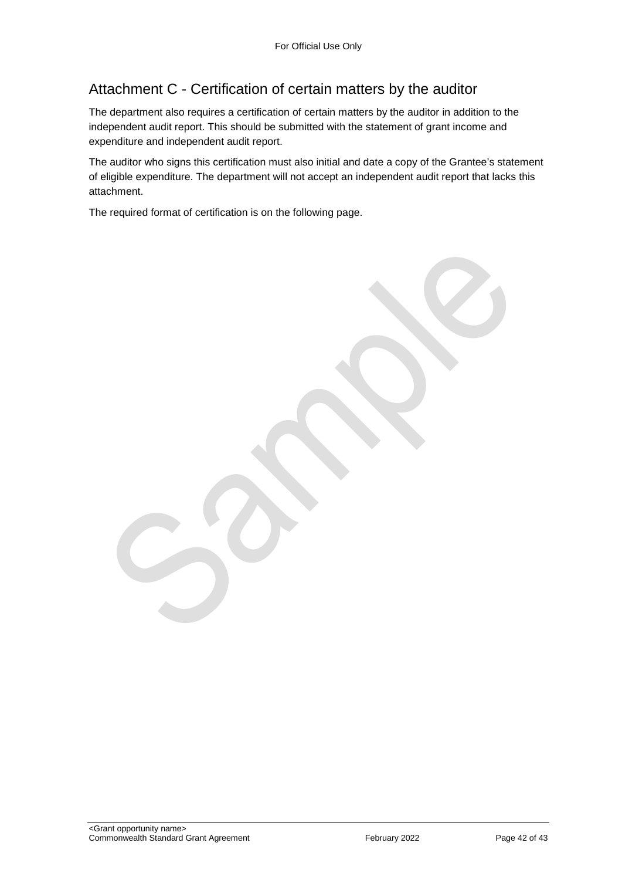## Attachment C - Certification of certain matters by the auditor

The department also requires a certification of certain matters by the auditor in addition to the independent audit report. This should be submitted with the statement of grant income and expenditure and independent audit report.

The auditor who signs this certification must also initial and date a copy of the Grantee's statement of eligible expenditure. The department will not accept an independent audit report that lacks this attachment.

The required format of certification is on the following page.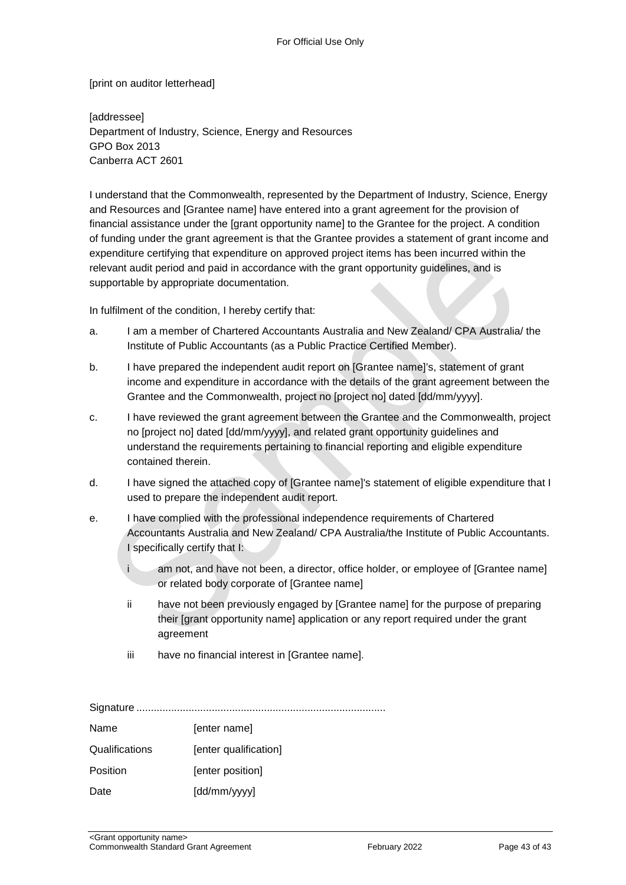[print on auditor letterhead]

[addressee]
Department of Industry, Science, Energy and Resources
GPO Box 2013
Canberra ACT 2601

I understand that the Commonwealth, represented by the Department of Industry, Science, Energy and Resources and [Grantee name] have entered into a grant agreement for the provision of financial assistance under the [grant opportunity name] to the Grantee for the project. A condition of funding under the grant agreement is that the Grantee provides a statement of grant income and expenditure certifying that expenditure on approved project items has been incurred within the relevant audit period and paid in accordance with the grant opportunity guidelines, and is supportable by appropriate documentation.

In fulfilment of the condition, I hereby certify that:

a. I am a member of Chartered Accountants Australia and New Zealand/ CPA Australia/ the Institute of Public Accountants (as a Public Practice Certified Member).

b. I have prepared the independent audit report on [Grantee name]'s, statement of grant income and expenditure in accordance with the details of the grant agreement between the Grantee and the Commonwealth, project no [project no] dated [dd/mm/yyyy].

c. I have reviewed the grant agreement between the Grantee and the Commonwealth, project no [project no] dated [dd/mm/yyyy], and related grant opportunity guidelines and understand the requirements pertaining to financial reporting and eligible expenditure contained therein.

d. I have signed the attached copy of [Grantee name]'s statement of eligible expenditure that I used to prepare the independent audit report.

e. I have complied with the professional independence requirements of Chartered Accountants Australia and New Zealand/ CPA Australia/the Institute of Public Accountants. I specifically certify that I:

   i am not, and have not been, a director, office holder, or employee of [Grantee name] or related body corporate of [Grantee name]

   ii have not been previously engaged by [Grantee name] for the purpose of preparing their [grant opportunity name] application or any report required under the grant agreement

   iii have no financial interest in [Grantee name].

Signature ......................................................................................

| | |
|---|---|
| Name | [enter name] |
| Qualifications | [enter qualification] |
| Position | [enter position] |
| Date | [dd/mm/yyyy] |